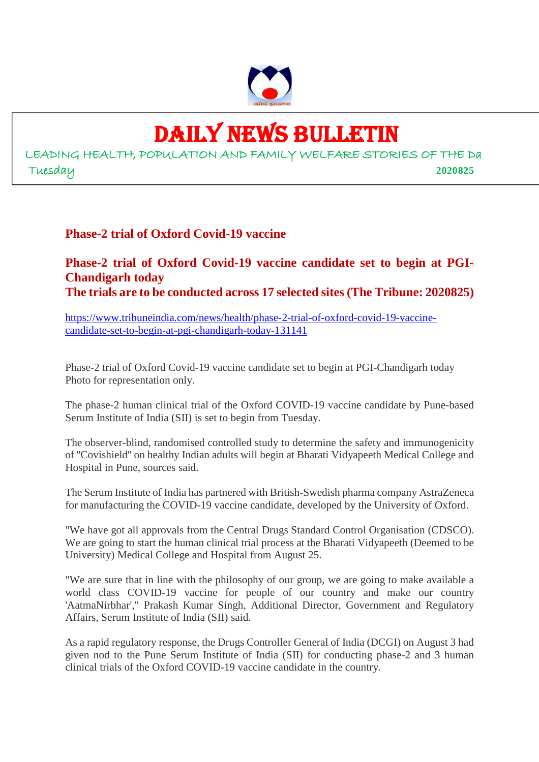# DAILY NEWS BULLETIN

LEADING HEALTH, POPULATION AND FAMILY WELFARE STORIES OF THE Da

Tuesday 2020825

## Phase-2 trial of Oxford Covid-19 vaccine

## Phase-2 trial of Oxford Covid-19 vaccine candidate set to begin at PGI-Chandigarh today

## The trials are to be conducted across 17 selected sites (The Tribune: 2020825)

https://www.tribuneindia.com/news/health/phase-2-trial-of-oxford-covid-19-vaccine-candidate-set-to-begin-at-pgi-chandigarh-today-131141

Phase-2 trial of Oxford Covid-19 vaccine candidate set to begin at PGI-Chandigarh today Photo for representation only.

The phase-2 human clinical trial of the Oxford COVID-19 vaccine candidate by Pune-based Serum Institute of India (SII) is set to begin from Tuesday.

The observer-blind, randomised controlled study to determine the safety and immunogenicity of "Covishield" on healthy Indian adults will begin at Bharati Vidyapeeth Medical College and Hospital in Pune, sources said.

The Serum Institute of India has partnered with British-Swedish pharma company AstraZeneca for manufacturing the COVID-19 vaccine candidate, developed by the University of Oxford.

"We have got all approvals from the Central Drugs Standard Control Organisation (CDSCO). We are going to start the human clinical trial process at the Bharati Vidyapeeth (Deemed to be University) Medical College and Hospital from August 25.

"We are sure that in line with the philosophy of our group, we are going to make available a world class COVID-19 vaccine for people of our country and make our country 'AatmaNirbhar'," Prakash Kumar Singh, Additional Director, Government and Regulatory Affairs, Serum Institute of India (SII) said.

As a rapid regulatory response, the Drugs Controller General of India (DCGI) on August 3 had given nod to the Pune Serum Institute of India (SII) for conducting phase-2 and 3 human clinical trials of the Oxford COVID-19 vaccine candidate in the country.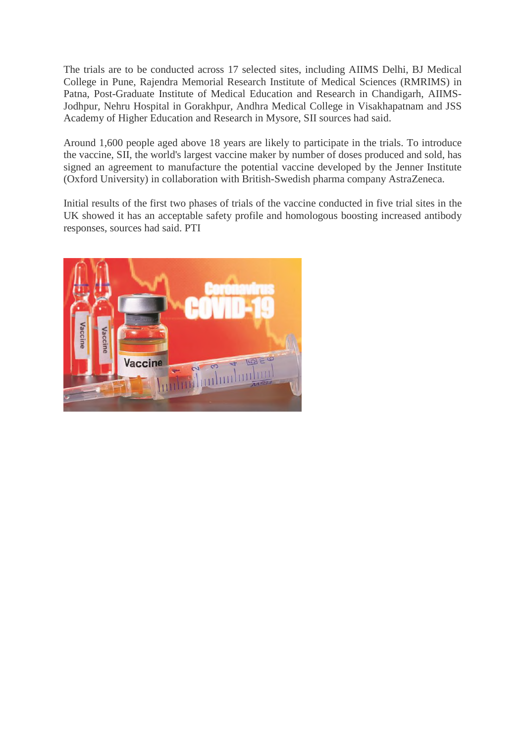The trials are to be conducted across 17 selected sites, including AIIMS Delhi, BJ Medical College in Pune, Rajendra Memorial Research Institute of Medical Sciences (RMRIMS) in Patna, Post-Graduate Institute of Medical Education and Research in Chandigarh, AIIMS-Jodhpur, Nehru Hospital in Gorakhpur, Andhra Medical College in Visakhapatnam and JSS Academy of Higher Education and Research in Mysore, SII sources had said.

Around 1,600 people aged above 18 years are likely to participate in the trials. To introduce the vaccine, SII, the world's largest vaccine maker by number of doses produced and sold, has signed an agreement to manufacture the potential vaccine developed by the Jenner Institute (Oxford University) in collaboration with British-Swedish pharma company AstraZeneca.

Initial results of the first two phases of trials of the vaccine conducted in five trial sites in the UK showed it has an acceptable safety profile and homologous boosting increased antibody responses, sources had said. PTI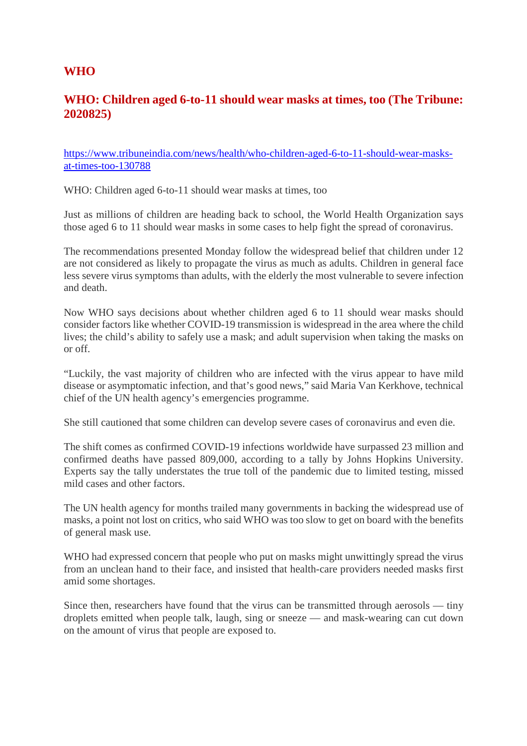## WHO

## WHO: Children aged 6-to-11 should wear masks at times, too (The Tribune: 2020825)

[https://www.tribuneindia.com/news/health/who-children-aged-6-to-11-should-wear-masks-at-times-too-130788](https://www.tribuneindia.com/news/health/who-children-aged-6-to-11-should-wear-masks-at-times-too-130788)

WHO: Children aged 6-to-11 should wear masks at times, too

Just as millions of children are heading back to school, the World Health Organization says those aged 6 to 11 should wear masks in some cases to help fight the spread of coronavirus.

The recommendations presented Monday follow the widespread belief that children under 12 are not considered as likely to propagate the virus as much as adults. Children in general face less severe virus symptoms than adults, with the elderly the most vulnerable to severe infection and death.

Now WHO says decisions about whether children aged 6 to 11 should wear masks should consider factors like whether COVID-19 transmission is widespread in the area where the child lives; the child's ability to safely use a mask; and adult supervision when taking the masks on or off.

"Luckily, the vast majority of children who are infected with the virus appear to have mild disease or asymptomatic infection, and that's good news," said Maria Van Kerkhove, technical chief of the UN health agency's emergencies programme.

She still cautioned that some children can develop severe cases of coronavirus and even die.

The shift comes as confirmed COVID-19 infections worldwide have surpassed 23 million and confirmed deaths have passed 809,000, according to a tally by Johns Hopkins University. Experts say the tally understates the true toll of the pandemic due to limited testing, missed mild cases and other factors.

The UN health agency for months trailed many governments in backing the widespread use of masks, a point not lost on critics, who said WHO was too slow to get on board with the benefits of general mask use.

WHO had expressed concern that people who put on masks might unwittingly spread the virus from an unclean hand to their face, and insisted that health-care providers needed masks first amid some shortages.

Since then, researchers have found that the virus can be transmitted through aerosols — tiny droplets emitted when people talk, laugh, sing or sneeze — and mask-wearing can cut down on the amount of virus that people are exposed to.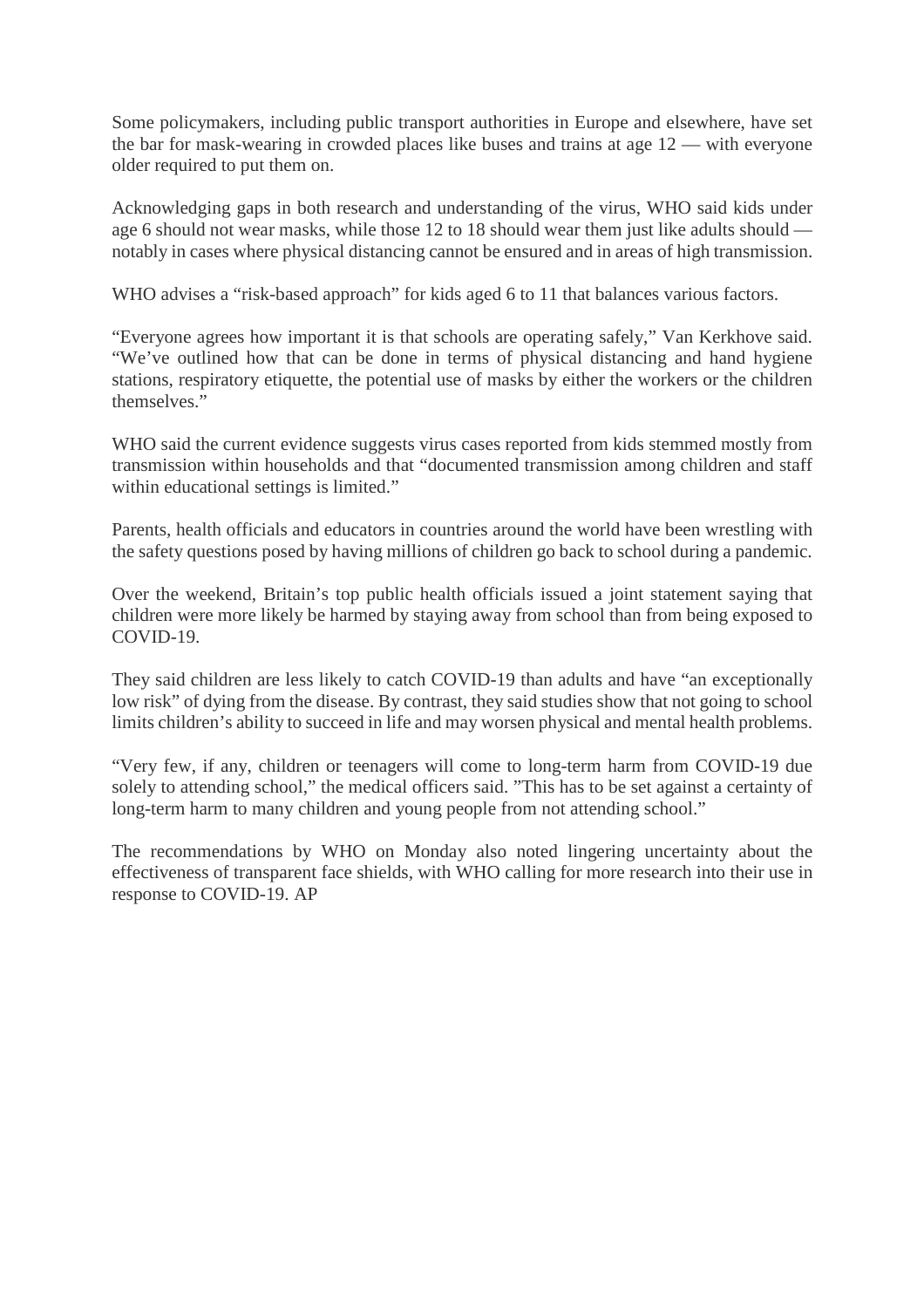Some policymakers, including public transport authorities in Europe and elsewhere, have set the bar for mask-wearing in crowded places like buses and trains at age 12 — with everyone older required to put them on.

Acknowledging gaps in both research and understanding of the virus, WHO said kids under age 6 should not wear masks, while those 12 to 18 should wear them just like adults should — notably in cases where physical distancing cannot be ensured and in areas of high transmission.

WHO advises a "risk-based approach" for kids aged 6 to 11 that balances various factors.

"Everyone agrees how important it is that schools are operating safely," Van Kerkhove said. "We've outlined how that can be done in terms of physical distancing and hand hygiene stations, respiratory etiquette, the potential use of masks by either the workers or the children themselves."

WHO said the current evidence suggests virus cases reported from kids stemmed mostly from transmission within households and that "documented transmission among children and staff within educational settings is limited."

Parents, health officials and educators in countries around the world have been wrestling with the safety questions posed by having millions of children go back to school during a pandemic.

Over the weekend, Britain's top public health officials issued a joint statement saying that children were more likely be harmed by staying away from school than from being exposed to COVID-19.

They said children are less likely to catch COVID-19 than adults and have "an exceptionally low risk" of dying from the disease. By contrast, they said studies show that not going to school limits children's ability to succeed in life and may worsen physical and mental health problems.

"Very few, if any, children or teenagers will come to long-term harm from COVID-19 due solely to attending school," the medical officers said. "This has to be set against a certainty of long-term harm to many children and young people from not attending school."

The recommendations by WHO on Monday also noted lingering uncertainty about the effectiveness of transparent face shields, with WHO calling for more research into their use in response to COVID-19. AP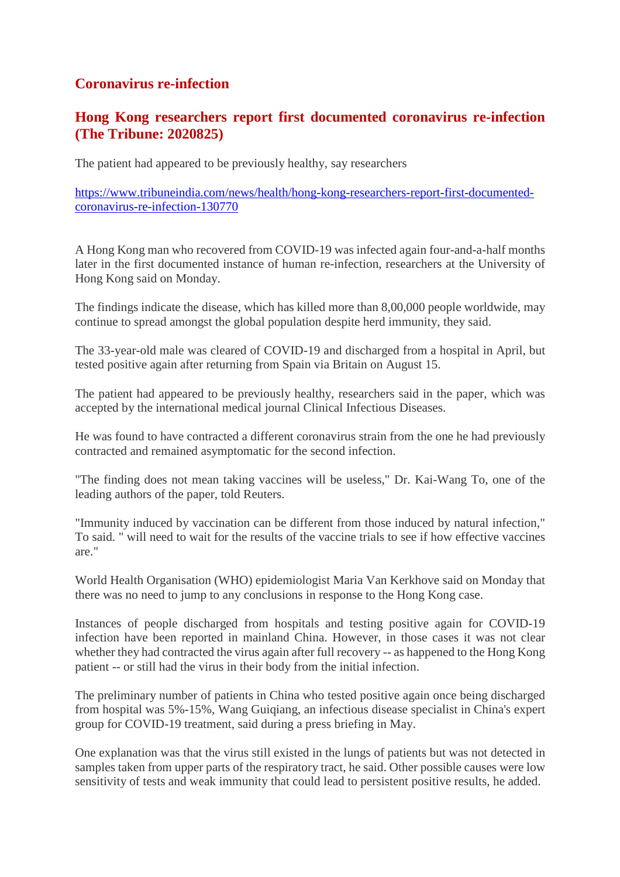## Coronavirus re-infection

## Hong Kong researchers report first documented coronavirus re-infection (The Tribune: 2020825)

The patient had appeared to be previously healthy, say researchers

https://www.tribuneindia.com/news/health/hong-kong-researchers-report-first-documented-coronavirus-re-infection-130770

A Hong Kong man who recovered from COVID-19 was infected again four-and-a-half months later in the first documented instance of human re-infection, researchers at the University of Hong Kong said on Monday.

The findings indicate the disease, which has killed more than 8,00,000 people worldwide, may continue to spread amongst the global population despite herd immunity, they said.

The 33-year-old male was cleared of COVID-19 and discharged from a hospital in April, but tested positive again after returning from Spain via Britain on August 15.

The patient had appeared to be previously healthy, researchers said in the paper, which was accepted by the international medical journal Clinical Infectious Diseases.

He was found to have contracted a different coronavirus strain from the one he had previously contracted and remained asymptomatic for the second infection.

"The finding does not mean taking vaccines will be useless," Dr. Kai-Wang To, one of the leading authors of the paper, told Reuters.

"Immunity induced by vaccination can be different from those induced by natural infection," To said. " will need to wait for the results of the vaccine trials to see if how effective vaccines are."

World Health Organisation (WHO) epidemiologist Maria Van Kerkhove said on Monday that there was no need to jump to any conclusions in response to the Hong Kong case.

Instances of people discharged from hospitals and testing positive again for COVID-19 infection have been reported in mainland China. However, in those cases it was not clear whether they had contracted the virus again after full recovery -- as happened to the Hong Kong patient -- or still had the virus in their body from the initial infection.

The preliminary number of patients in China who tested positive again once being discharged from hospital was 5%-15%, Wang Guiqiang, an infectious disease specialist in China's expert group for COVID-19 treatment, said during a press briefing in May.

One explanation was that the virus still existed in the lungs of patients but was not detected in samples taken from upper parts of the respiratory tract, he said. Other possible causes were low sensitivity of tests and weak immunity that could lead to persistent positive results, he added.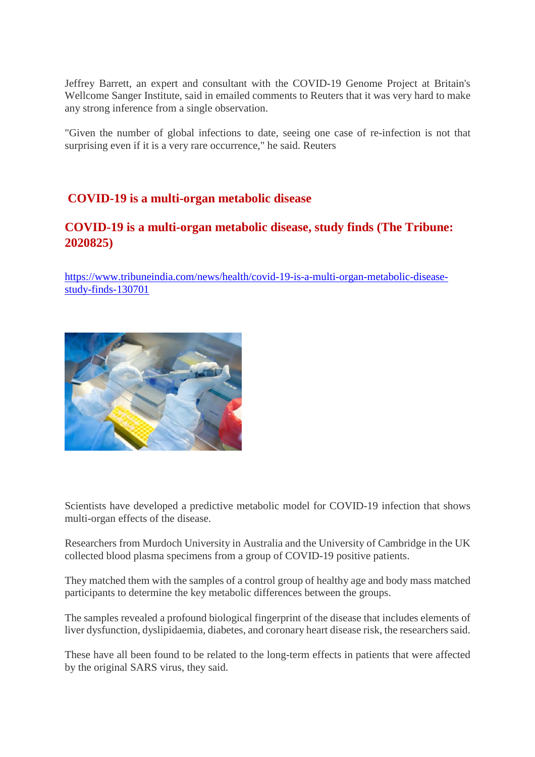Jeffrey Barrett, an expert and consultant with the COVID-19 Genome Project at Britain's Wellcome Sanger Institute, said in emailed comments to Reuters that it was very hard to make any strong inference from a single observation.

"Given the number of global infections to date, seeing one case of re-infection is not that surprising even if it is a very rare occurrence," he said. Reuters

## COVID-19 is a multi-organ metabolic disease

## COVID-19 is a multi-organ metabolic disease, study finds (The Tribune: 2020825)

https://www.tribuneindia.com/news/health/covid-19-is-a-multi-organ-metabolic-disease-study-finds-130701

Scientists have developed a predictive metabolic model for COVID-19 infection that shows multi-organ effects of the disease.

Researchers from Murdoch University in Australia and the University of Cambridge in the UK collected blood plasma specimens from a group of COVID-19 positive patients.

They matched them with the samples of a control group of healthy age and body mass matched participants to determine the key metabolic differences between the groups.

The samples revealed a profound biological fingerprint of the disease that includes elements of liver dysfunction, dyslipidaemia, diabetes, and coronary heart disease risk, the researchers said.

These have all been found to be related to the long-term effects in patients that were affected by the original SARS virus, they said.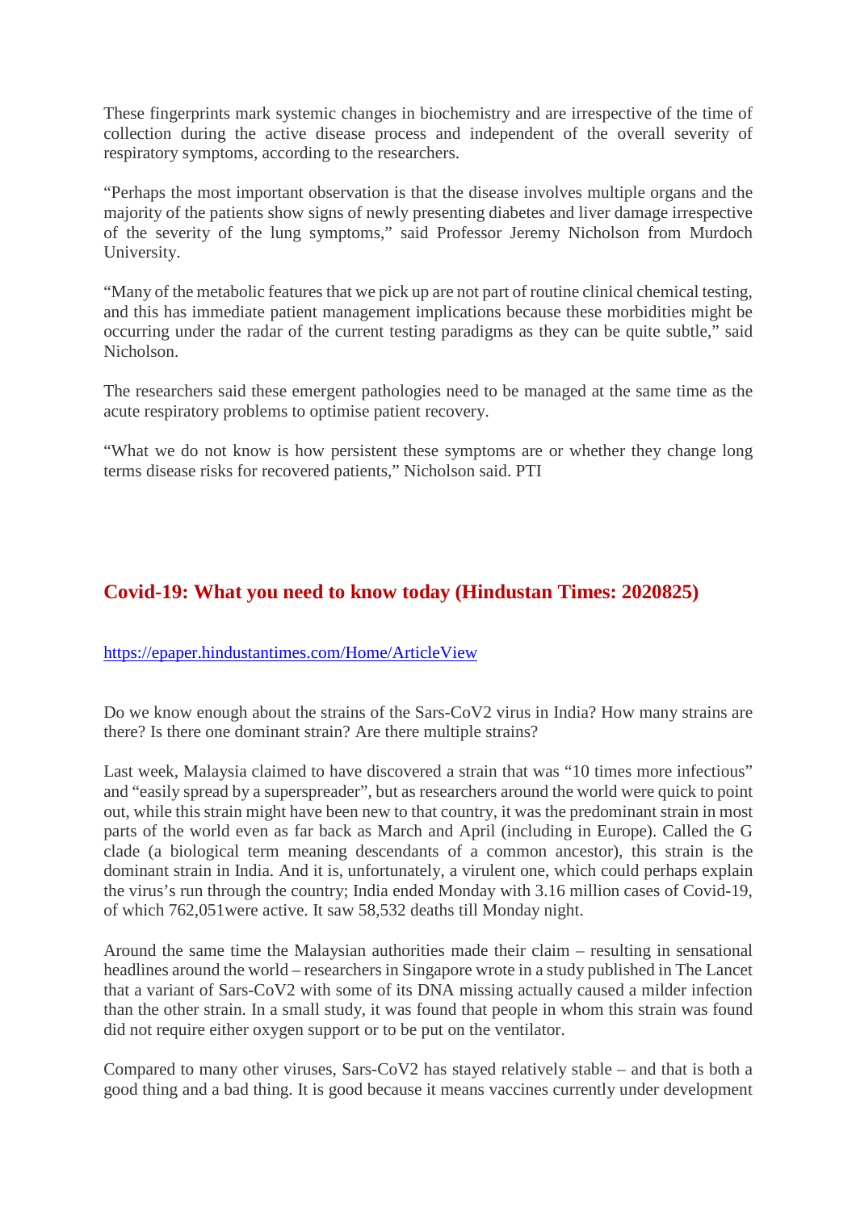These fingerprints mark systemic changes in biochemistry and are irrespective of the time of collection during the active disease process and independent of the overall severity of respiratory symptoms, according to the researchers.

“Perhaps the most important observation is that the disease involves multiple organs and the majority of the patients show signs of newly presenting diabetes and liver damage irrespective of the severity of the lung symptoms,” said Professor Jeremy Nicholson from Murdoch University.

“Many of the metabolic features that we pick up are not part of routine clinical chemical testing, and this has immediate patient management implications because these morbidities might be occurring under the radar of the current testing paradigms as they can be quite subtle,” said Nicholson.

The researchers said these emergent pathologies need to be managed at the same time as the acute respiratory problems to optimise patient recovery.

“What we do not know is how persistent these symptoms are or whether they change long terms disease risks for recovered patients,” Nicholson said. PTI

## Covid-19: What you need to know today (Hindustan Times: 2020825)

https://epaper.hindustantimes.com/Home/ArticleView

Do we know enough about the strains of the Sars-CoV2 virus in India? How many strains are there? Is there one dominant strain? Are there multiple strains?

Last week, Malaysia claimed to have discovered a strain that was “10 times more infectious” and “easily spread by a superspreader”, but as researchers around the world were quick to point out, while this strain might have been new to that country, it was the predominant strain in most parts of the world even as far back as March and April (including in Europe). Called the G clade (a biological term meaning descendants of a common ancestor), this strain is the dominant strain in India. And it is, unfortunately, a virulent one, which could perhaps explain the virus’s run through the country; India ended Monday with 3.16 million cases of Covid-19, of which 762,051were active. It saw 58,532 deaths till Monday night.

Around the same time the Malaysian authorities made their claim – resulting in sensational headlines around the world – researchers in Singapore wrote in a study published in The Lancet that a variant of Sars-CoV2 with some of its DNA missing actually caused a milder infection than the other strain. In a small study, it was found that people in whom this strain was found did not require either oxygen support or to be put on the ventilator.

Compared to many other viruses, Sars-CoV2 has stayed relatively stable – and that is both a good thing and a bad thing. It is good because it means vaccines currently under development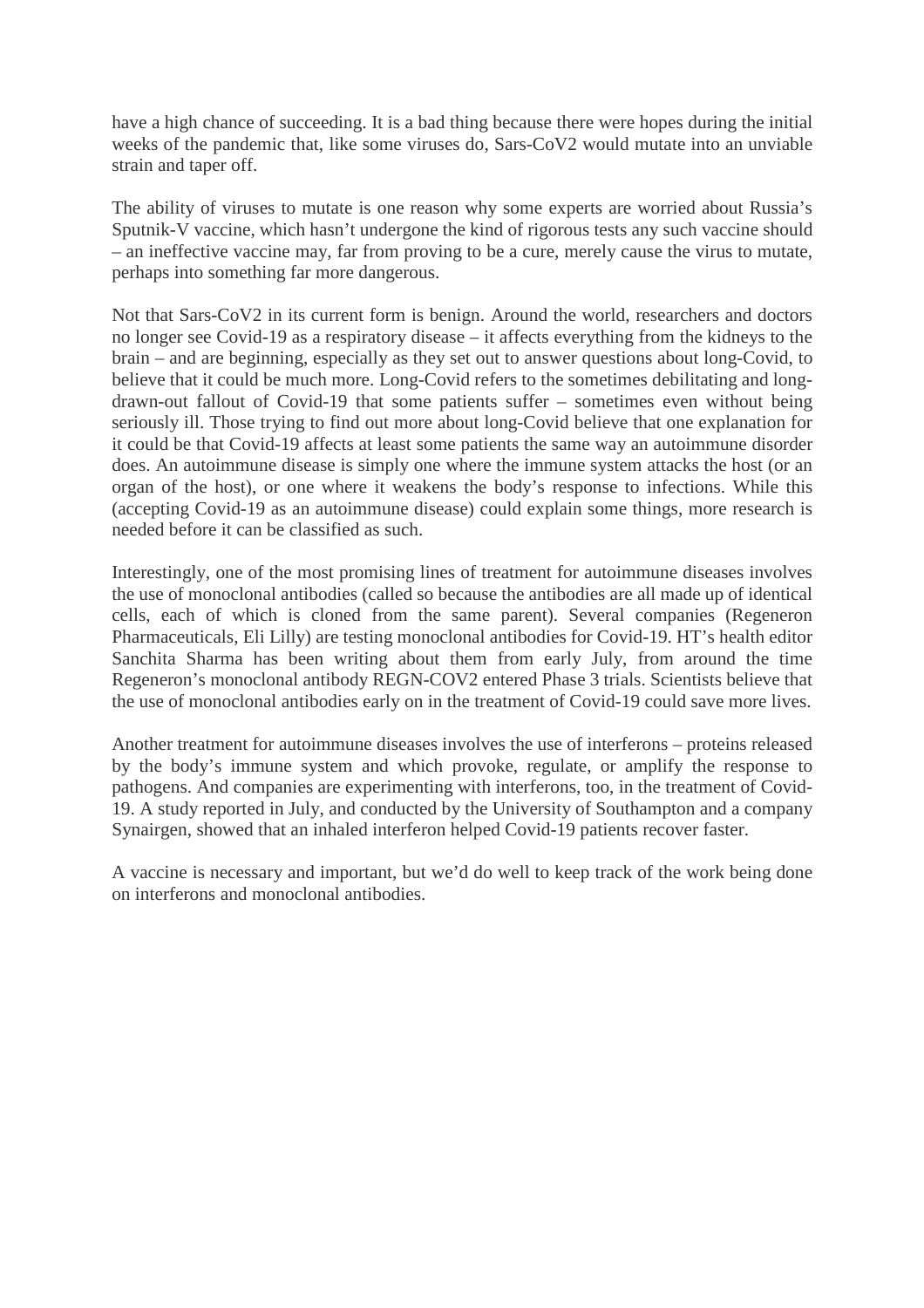have a high chance of succeeding. It is a bad thing because there were hopes during the initial weeks of the pandemic that, like some viruses do, Sars-CoV2 would mutate into an unviable strain and taper off.

The ability of viruses to mutate is one reason why some experts are worried about Russia's Sputnik-V vaccine, which hasn't undergone the kind of rigorous tests any such vaccine should – an ineffective vaccine may, far from proving to be a cure, merely cause the virus to mutate, perhaps into something far more dangerous.

Not that Sars-CoV2 in its current form is benign. Around the world, researchers and doctors no longer see Covid-19 as a respiratory disease – it affects everything from the kidneys to the brain – and are beginning, especially as they set out to answer questions about long-Covid, to believe that it could be much more. Long-Covid refers to the sometimes debilitating and long-drawn-out fallout of Covid-19 that some patients suffer – sometimes even without being seriously ill. Those trying to find out more about long-Covid believe that one explanation for it could be that Covid-19 affects at least some patients the same way an autoimmune disorder does. An autoimmune disease is simply one where the immune system attacks the host (or an organ of the host), or one where it weakens the body's response to infections. While this (accepting Covid-19 as an autoimmune disease) could explain some things, more research is needed before it can be classified as such.

Interestingly, one of the most promising lines of treatment for autoimmune diseases involves the use of monoclonal antibodies (called so because the antibodies are all made up of identical cells, each of which is cloned from the same parent). Several companies (Regeneron Pharmaceuticals, Eli Lilly) are testing monoclonal antibodies for Covid-19. HT's health editor Sanchita Sharma has been writing about them from early July, from around the time Regeneron's monoclonal antibody REGN-COV2 entered Phase 3 trials. Scientists believe that the use of monoclonal antibodies early on in the treatment of Covid-19 could save more lives.

Another treatment for autoimmune diseases involves the use of interferons – proteins released by the body's immune system and which provoke, regulate, or amplify the response to pathogens. And companies are experimenting with interferons, too, in the treatment of Covid-19. A study reported in July, and conducted by the University of Southampton and a company Synairgen, showed that an inhaled interferon helped Covid-19 patients recover faster.

A vaccine is necessary and important, but we'd do well to keep track of the work being done on interferons and monoclonal antibodies.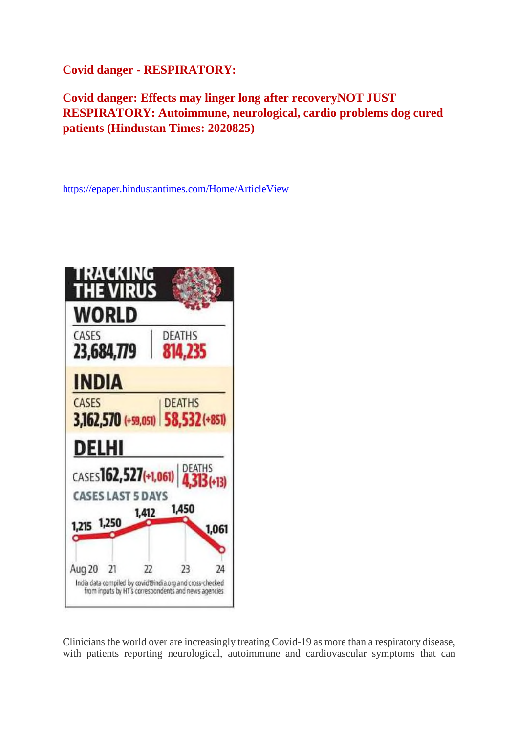**Covid danger - RESPIRATORY:**

**Covid danger: Effects may linger long after recoveryNOT JUST RESPIRATORY: Autoimmune, neurological, cardio problems dog cured patients (Hindustan Times: 2020825)**

https://epaper.hindustantimes.com/Home/ArticleView

TRACKING THE VIRUS

WORLD

| CASES | DEATHS |
|---|---|
| 23,684,779 | 814,235 |

INDIA

| CASES | DEATHS |
|---|---|
| 3,162,570 (+59,051) | 58,532 (+851) |

DELHI

| CASES | DEATHS |
|---|---|
| 162,527 (+1,061) | 4,313 (+13) |

CASES LAST 5 DAYS

| Aug 20 | 21 | 22 | 23 | 24 |
|---|---|---|---|---|
| 1,215 | 1,250 | 1,412 | 1,450 | 1,061 |

India data compiled by covid19india.org and cross-checked from inputs by HT's correspondents and news agencies

Clinicians the world over are increasingly treating Covid-19 as more than a respiratory disease, with patients reporting neurological, autoimmune and cardiovascular symptoms that can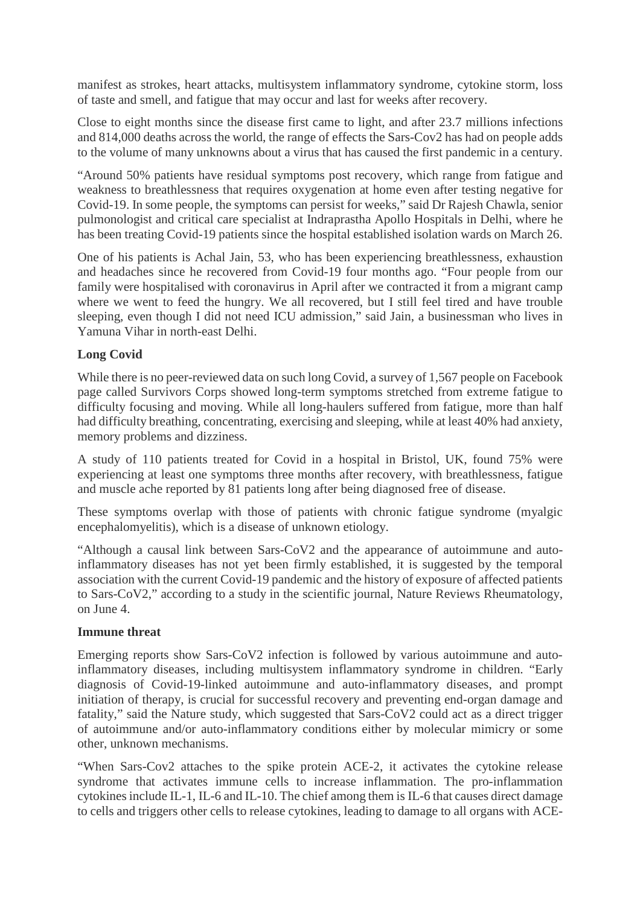manifest as strokes, heart attacks, multisystem inflammatory syndrome, cytokine storm, loss of taste and smell, and fatigue that may occur and last for weeks after recovery.

Close to eight months since the disease first came to light, and after 23.7 millions infections and 814,000 deaths across the world, the range of effects the Sars-Cov2 has had on people adds to the volume of many unknowns about a virus that has caused the first pandemic in a century.

"Around 50% patients have residual symptoms post recovery, which range from fatigue and weakness to breathlessness that requires oxygenation at home even after testing negative for Covid-19. In some people, the symptoms can persist for weeks," said Dr Rajesh Chawla, senior pulmonologist and critical care specialist at Indraprastha Apollo Hospitals in Delhi, where he has been treating Covid-19 patients since the hospital established isolation wards on March 26.

One of his patients is Achal Jain, 53, who has been experiencing breathlessness, exhaustion and headaches since he recovered from Covid-19 four months ago. "Four people from our family were hospitalised with coronavirus in April after we contracted it from a migrant camp where we went to feed the hungry. We all recovered, but I still feel tired and have trouble sleeping, even though I did not need ICU admission," said Jain, a businessman who lives in Yamuna Vihar in north-east Delhi.

**Long Covid**

While there is no peer-reviewed data on such long Covid, a survey of 1,567 people on Facebook page called Survivors Corps showed long-term symptoms stretched from extreme fatigue to difficulty focusing and moving. While all long-haulers suffered from fatigue, more than half had difficulty breathing, concentrating, exercising and sleeping, while at least 40% had anxiety, memory problems and dizziness.

A study of 110 patients treated for Covid in a hospital in Bristol, UK, found 75% were experiencing at least one symptoms three months after recovery, with breathlessness, fatigue and muscle ache reported by 81 patients long after being diagnosed free of disease.

These symptoms overlap with those of patients with chronic fatigue syndrome (myalgic encephalomyelitis), which is a disease of unknown etiology.

"Although a causal link between Sars-CoV2 and the appearance of autoimmune and auto-inflammatory diseases has not yet been firmly established, it is suggested by the temporal association with the current Covid-19 pandemic and the history of exposure of affected patients to Sars-CoV2," according to a study in the scientific journal, Nature Reviews Rheumatology, on June 4.

**Immune threat**

Emerging reports show Sars-CoV2 infection is followed by various autoimmune and auto-inflammatory diseases, including multisystem inflammatory syndrome in children. "Early diagnosis of Covid-19-linked autoimmune and auto-inflammatory diseases, and prompt initiation of therapy, is crucial for successful recovery and preventing end-organ damage and fatality," said the Nature study, which suggested that Sars-CoV2 could act as a direct trigger of autoimmune and/or auto-inflammatory conditions either by molecular mimicry or some other, unknown mechanisms.

"When Sars-Cov2 attaches to the spike protein ACE-2, it activates the cytokine release syndrome that activates immune cells to increase inflammation. The pro-inflammation cytokines include IL-1, IL-6 and IL-10. The chief among them is IL-6 that causes direct damage to cells and triggers other cells to release cytokines, leading to damage to all organs with ACE-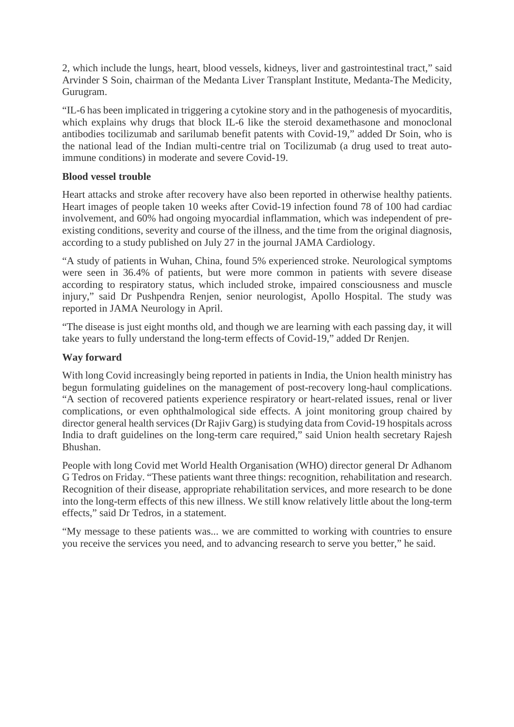2, which include the lungs, heart, blood vessels, kidneys, liver and gastrointestinal tract," said Arvinder S Soin, chairman of the Medanta Liver Transplant Institute, Medanta-The Medicity, Gurugram.

"IL-6 has been implicated in triggering a cytokine story and in the pathogenesis of myocarditis, which explains why drugs that block IL-6 like the steroid dexamethasone and monoclonal antibodies tocilizumab and sarilumab benefit patents with Covid-19," added Dr Soin, who is the national lead of the Indian multi-centre trial on Tocilizumab (a drug used to treat auto-immune conditions) in moderate and severe Covid-19.

**Blood vessel trouble**

Heart attacks and stroke after recovery have also been reported in otherwise healthy patients. Heart images of people taken 10 weeks after Covid-19 infection found 78 of 100 had cardiac involvement, and 60% had ongoing myocardial inflammation, which was independent of pre-existing conditions, severity and course of the illness, and the time from the original diagnosis, according to a study published on July 27 in the journal JAMA Cardiology.

"A study of patients in Wuhan, China, found 5% experienced stroke. Neurological symptoms were seen in 36.4% of patients, but were more common in patients with severe disease according to respiratory status, which included stroke, impaired consciousness and muscle injury," said Dr Pushpendra Renjen, senior neurologist, Apollo Hospital. The study was reported in JAMA Neurology in April.

"The disease is just eight months old, and though we are learning with each passing day, it will take years to fully understand the long-term effects of Covid-19," added Dr Renjen.

**Way forward**

With long Covid increasingly being reported in patients in India, the Union health ministry has begun formulating guidelines on the management of post-recovery long-haul complications. "A section of recovered patients experience respiratory or heart-related issues, renal or liver complications, or even ophthalmological side effects. A joint monitoring group chaired by director general health services (Dr Rajiv Garg) is studying data from Covid-19 hospitals across India to draft guidelines on the long-term care required," said Union health secretary Rajesh Bhushan.

People with long Covid met World Health Organisation (WHO) director general Dr Adhanom G Tedros on Friday. "These patients want three things: recognition, rehabilitation and research. Recognition of their disease, appropriate rehabilitation services, and more research to be done into the long-term effects of this new illness. We still know relatively little about the long-term effects," said Dr Tedros, in a statement.

"My message to these patients was... we are committed to working with countries to ensure you receive the services you need, and to advancing research to serve you better," he said.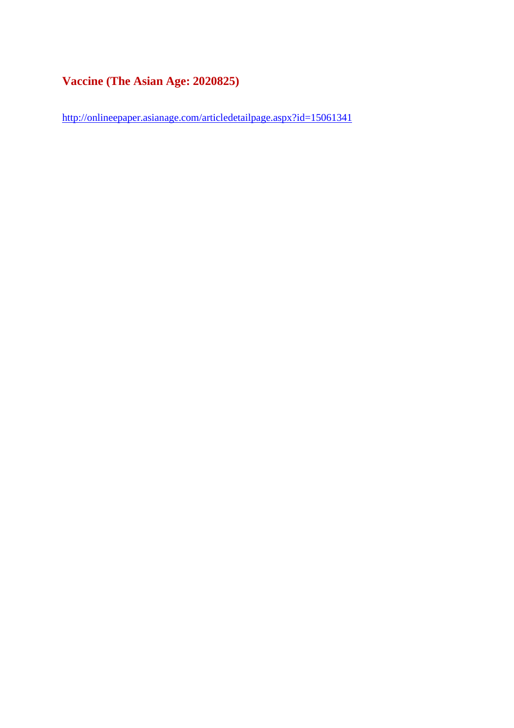## Vaccine (The Asian Age: 2020825)

http://onlineepaper.asianage.com/articledetailpage.aspx?id=15061341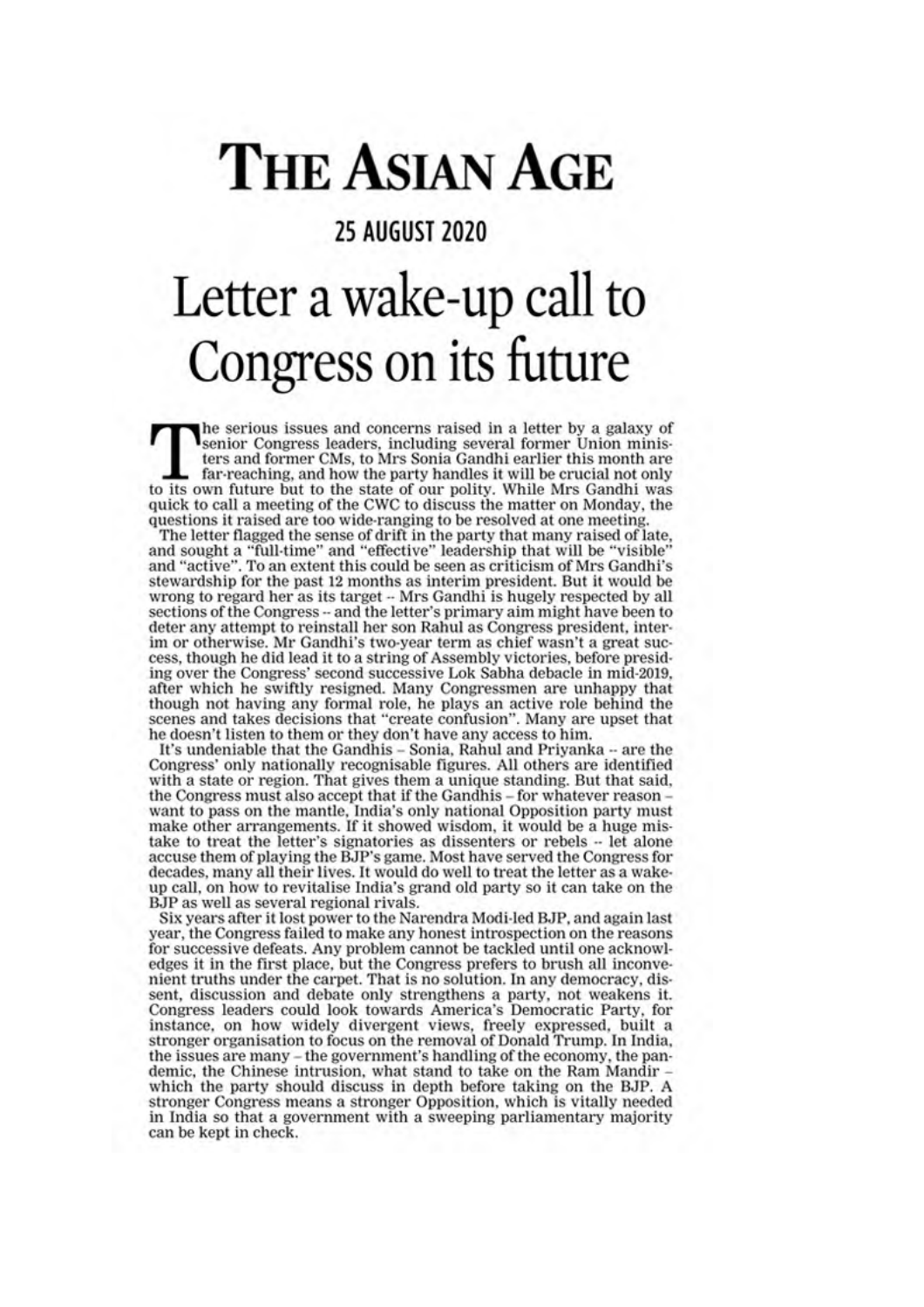# THE ASIAN AGE

## 25 AUGUST 2020

# Letter a wake-up call to Congress on its future

The serious issues and concerns raised in a letter by a galaxy of senior Congress leaders, including several former Union ministers and former CMs, to Mrs Sonia Gandhi earlier this month are far-reaching, and how the party handles it will be crucial not only to its own future but to the state of our polity. While Mrs Gandhi was quick to call a meeting of the CWC to discuss the matter on Monday, the questions it raised are too wide-ranging to be resolved at one meeting.

The letter flagged the sense of drift in the party that many raised of late, and sought a "full-time" and "effective" leadership that will be "visible" and "active". To an extent this could be seen as criticism of Mrs Gandhi's stewardship for the past 12 months as interim president. But it would be wrong to regard her as its target -- Mrs Gandhi is hugely respected by all sections of the Congress -- and the letter's primary aim might have been to deter any attempt to reinstall her son Rahul as Congress president, interim or otherwise. Mr Gandhi's two-year term as chief wasn't a great success, though he did lead it to a string of Assembly victories, before presiding over the Congress' second successive Lok Sabha debacle in mid-2019, after which he swiftly resigned. Many Congressmen are unhappy that though not having any formal role, he plays an active role behind the scenes and takes decisions that "create confusion". Many are upset that he doesn't listen to them or they don't have any access to him.

It's undeniable that the Gandhis – Sonia, Rahul and Priyanka -- are the Congress' only nationally recognisable figures. All others are identified with a state or region. That gives them a unique standing. But that said, the Congress must also accept that if the Gandhis – for whatever reason – want to pass on the mantle, India's only national Opposition party must make other arrangements. If it showed wisdom, it would be a huge mistake to treat the letter's signatories as dissenters or rebels -- let alone accuse them of playing the BJP's game. Most have served the Congress for decades, many all their lives. It would do well to treat the letter as a wake-up call, on how to revitalise India's grand old party so it can take on the BJP as well as several regional rivals.

Six years after it lost power to the Narendra Modi-led BJP, and again last year, the Congress failed to make any honest introspection on the reasons for successive defeats. Any problem cannot be tackled until one acknowledges it in the first place, but the Congress prefers to brush all inconvenient truths under the carpet. That is no solution. In any democracy, dissent, discussion and debate only strengthens a party, not weakens it. Congress leaders could look towards America's Democratic Party, for instance, on how widely divergent views, freely expressed, built a stronger organisation to focus on the removal of Donald Trump. In India, the issues are many – the government's handling of the economy, the pandemic, the Chinese intrusion, what stand to take on the Ram Mandir – which the party should discuss in depth before taking on the BJP. A stronger Congress means a stronger Opposition, which is vitally needed in India so that a government with a sweeping parliamentary majority can be kept in check.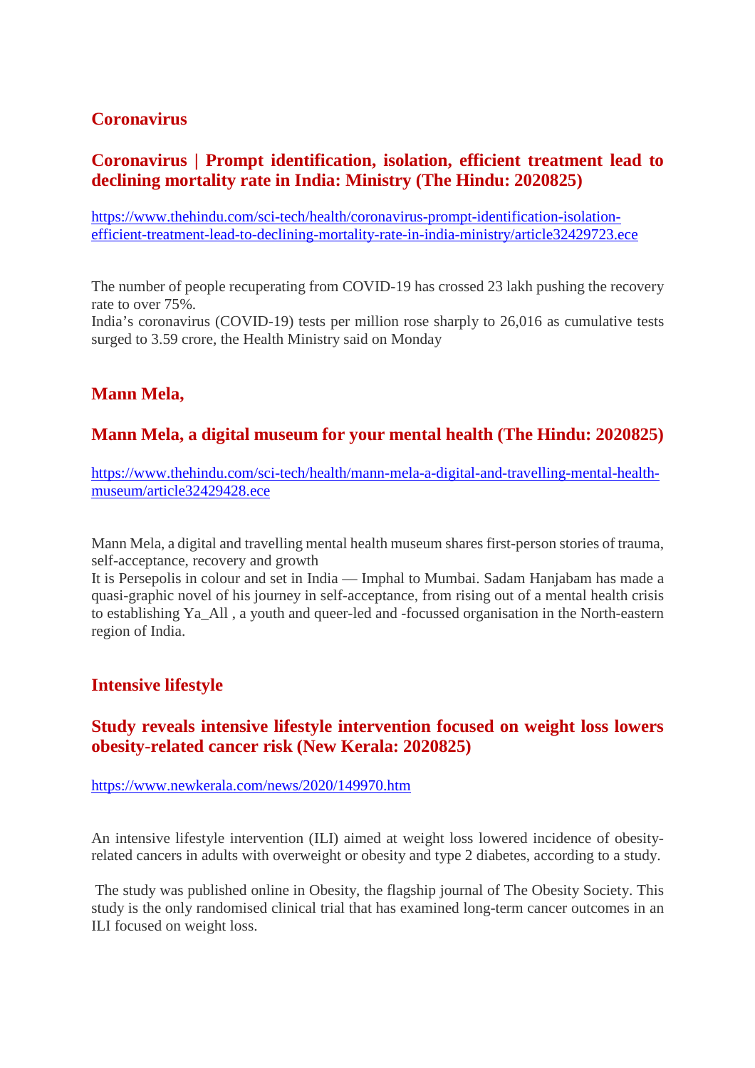## Coronavirus

### Coronavirus | Prompt identification, isolation, efficient treatment lead to declining mortality rate in India: Ministry (The Hindu: 2020825)

https://www.thehindu.com/sci-tech/health/coronavirus-prompt-identification-isolation-efficient-treatment-lead-to-declining-mortality-rate-in-india-ministry/article32429723.ece

The number of people recuperating from COVID-19 has crossed 23 lakh pushing the recovery rate to over 75%.
India's coronavirus (COVID-19) tests per million rose sharply to 26,016 as cumulative tests surged to 3.59 crore, the Health Ministry said on Monday

## Mann Mela,

### Mann Mela, a digital museum for your mental health (The Hindu: 2020825)

https://www.thehindu.com/sci-tech/health/mann-mela-a-digital-and-travelling-mental-health-museum/article32429428.ece

Mann Mela, a digital and travelling mental health museum shares first-person stories of trauma, self-acceptance, recovery and growth
It is Persepolis in colour and set in India — Imphal to Mumbai. Sadam Hanjabam has made a quasi-graphic novel of his journey in self-acceptance, from rising out of a mental health crisis to establishing Ya_All , a youth and queer-led and -focussed organisation in the North-eastern region of India.

## Intensive lifestyle

### Study reveals intensive lifestyle intervention focused on weight loss lowers obesity-related cancer risk (New Kerala: 2020825)

https://www.newkerala.com/news/2020/149970.htm

An intensive lifestyle intervention (ILI) aimed at weight loss lowered incidence of obesity-related cancers in adults with overweight or obesity and type 2 diabetes, according to a study.

The study was published online in Obesity, the flagship journal of The Obesity Society. This study is the only randomised clinical trial that has examined long-term cancer outcomes in an ILI focused on weight loss.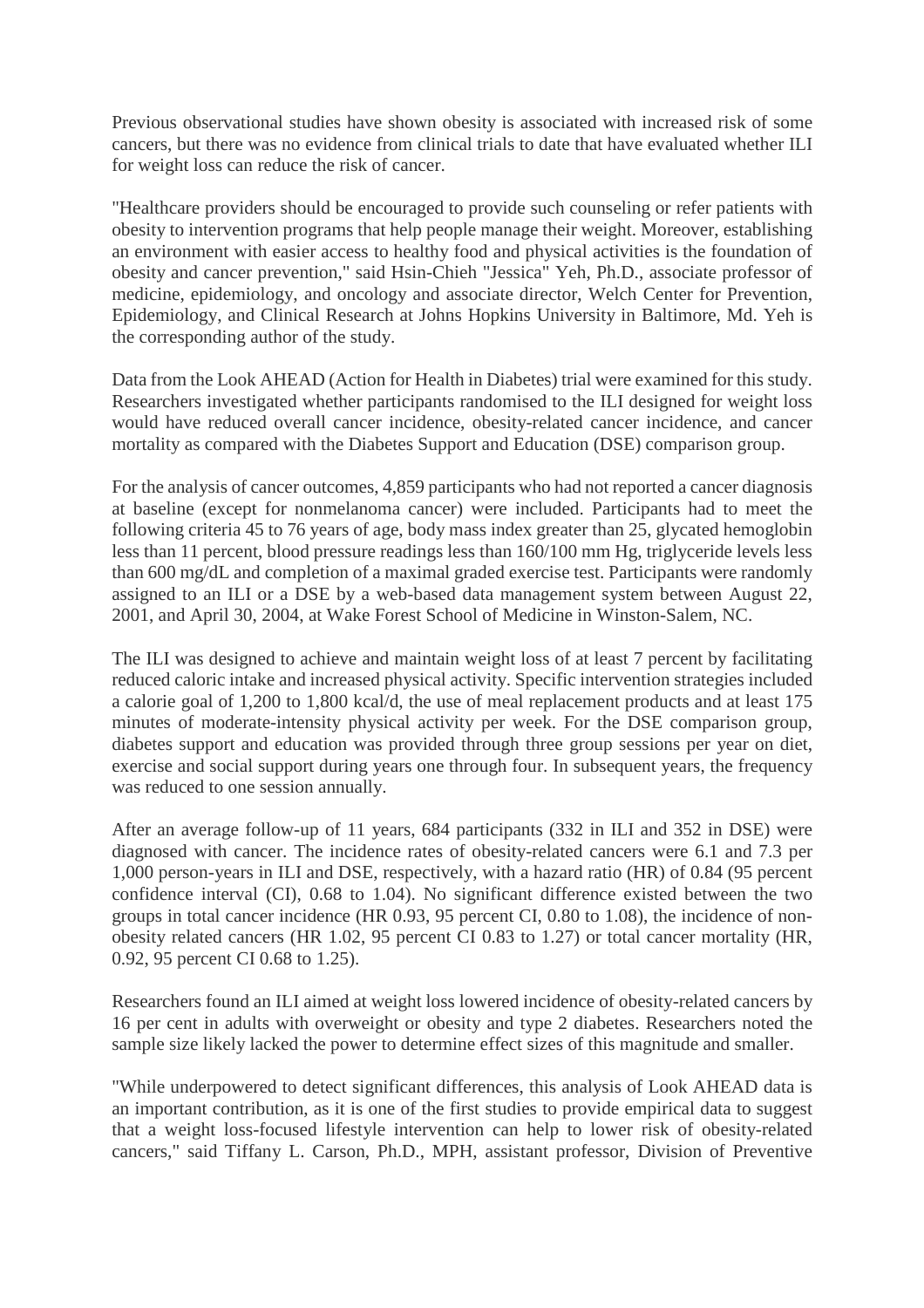Previous observational studies have shown obesity is associated with increased risk of some cancers, but there was no evidence from clinical trials to date that have evaluated whether ILI for weight loss can reduce the risk of cancer.

"Healthcare providers should be encouraged to provide such counseling or refer patients with obesity to intervention programs that help people manage their weight. Moreover, establishing an environment with easier access to healthy food and physical activities is the foundation of obesity and cancer prevention," said Hsin-Chieh "Jessica" Yeh, Ph.D., associate professor of medicine, epidemiology, and oncology and associate director, Welch Center for Prevention, Epidemiology, and Clinical Research at Johns Hopkins University in Baltimore, Md. Yeh is the corresponding author of the study.

Data from the Look AHEAD (Action for Health in Diabetes) trial were examined for this study. Researchers investigated whether participants randomised to the ILI designed for weight loss would have reduced overall cancer incidence, obesity-related cancer incidence, and cancer mortality as compared with the Diabetes Support and Education (DSE) comparison group.

For the analysis of cancer outcomes, 4,859 participants who had not reported a cancer diagnosis at baseline (except for nonmelanoma cancer) were included. Participants had to meet the following criteria 45 to 76 years of age, body mass index greater than 25, glycated hemoglobin less than 11 percent, blood pressure readings less than 160/100 mm Hg, triglyceride levels less than 600 mg/dL and completion of a maximal graded exercise test. Participants were randomly assigned to an ILI or a DSE by a web-based data management system between August 22, 2001, and April 30, 2004, at Wake Forest School of Medicine in Winston-Salem, NC.

The ILI was designed to achieve and maintain weight loss of at least 7 percent by facilitating reduced caloric intake and increased physical activity. Specific intervention strategies included a calorie goal of 1,200 to 1,800 kcal/d, the use of meal replacement products and at least 175 minutes of moderate-intensity physical activity per week. For the DSE comparison group, diabetes support and education was provided through three group sessions per year on diet, exercise and social support during years one through four. In subsequent years, the frequency was reduced to one session annually.

After an average follow-up of 11 years, 684 participants (332 in ILI and 352 in DSE) were diagnosed with cancer. The incidence rates of obesity-related cancers were 6.1 and 7.3 per 1,000 person-years in ILI and DSE, respectively, with a hazard ratio (HR) of 0.84 (95 percent confidence interval (CI), 0.68 to 1.04). No significant difference existed between the two groups in total cancer incidence (HR 0.93, 95 percent CI, 0.80 to 1.08), the incidence of non-obesity related cancers (HR 1.02, 95 percent CI 0.83 to 1.27) or total cancer mortality (HR, 0.92, 95 percent CI 0.68 to 1.25).

Researchers found an ILI aimed at weight loss lowered incidence of obesity-related cancers by 16 per cent in adults with overweight or obesity and type 2 diabetes. Researchers noted the sample size likely lacked the power to determine effect sizes of this magnitude and smaller.

"While underpowered to detect significant differences, this analysis of Look AHEAD data is an important contribution, as it is one of the first studies to provide empirical data to suggest that a weight loss-focused lifestyle intervention can help to lower risk of obesity-related cancers," said Tiffany L. Carson, Ph.D., MPH, assistant professor, Division of Preventive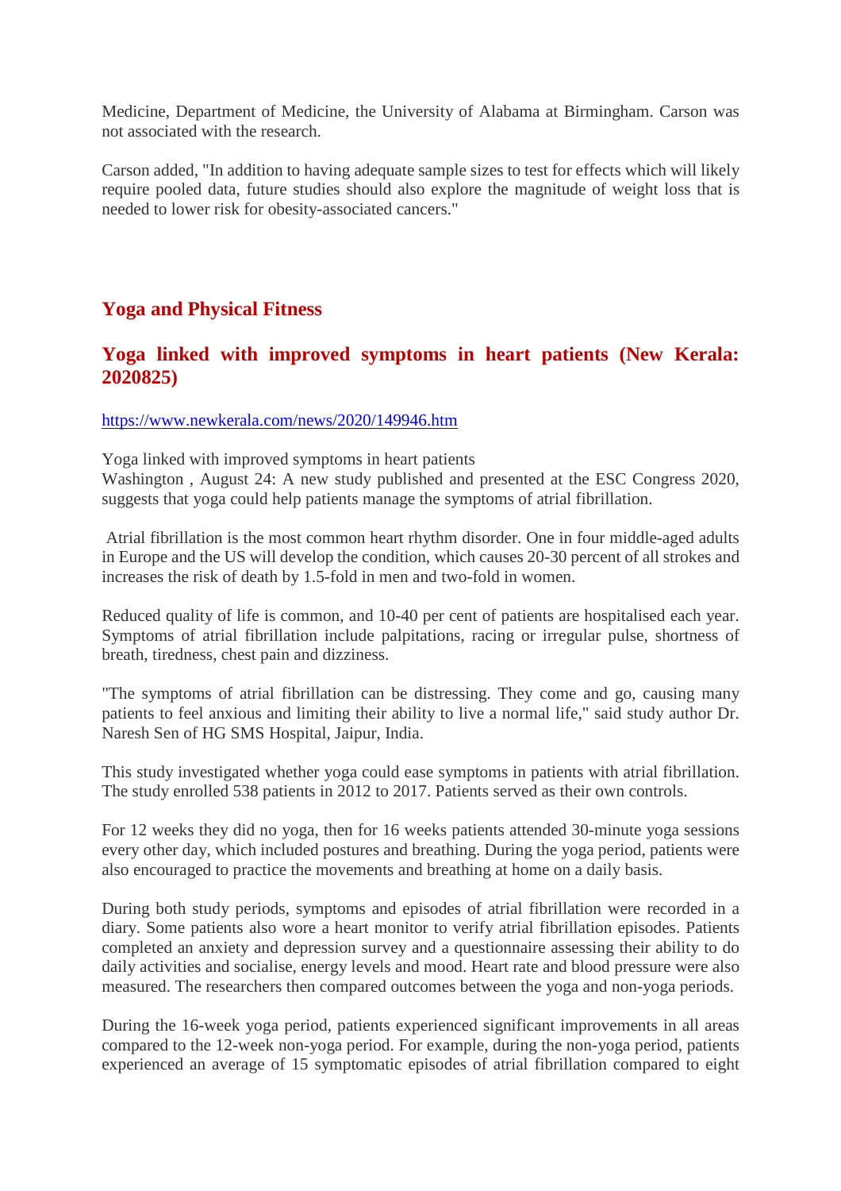Medicine, Department of Medicine, the University of Alabama at Birmingham. Carson was not associated with the research.

Carson added, "In addition to having adequate sample sizes to test for effects which will likely require pooled data, future studies should also explore the magnitude of weight loss that is needed to lower risk for obesity-associated cancers."

## Yoga and Physical Fitness

### Yoga linked with improved symptoms in heart patients (New Kerala: 2020825)

https://www.newkerala.com/news/2020/149946.htm

Yoga linked with improved symptoms in heart patients
Washington , August 24: A new study published and presented at the ESC Congress 2020, suggests that yoga could help patients manage the symptoms of atrial fibrillation.

Atrial fibrillation is the most common heart rhythm disorder. One in four middle-aged adults in Europe and the US will develop the condition, which causes 20-30 percent of all strokes and increases the risk of death by 1.5-fold in men and two-fold in women.

Reduced quality of life is common, and 10-40 per cent of patients are hospitalised each year. Symptoms of atrial fibrillation include palpitations, racing or irregular pulse, shortness of breath, tiredness, chest pain and dizziness.

"The symptoms of atrial fibrillation can be distressing. They come and go, causing many patients to feel anxious and limiting their ability to live a normal life," said study author Dr. Naresh Sen of HG SMS Hospital, Jaipur, India.

This study investigated whether yoga could ease symptoms in patients with atrial fibrillation. The study enrolled 538 patients in 2012 to 2017. Patients served as their own controls.

For 12 weeks they did no yoga, then for 16 weeks patients attended 30-minute yoga sessions every other day, which included postures and breathing. During the yoga period, patients were also encouraged to practice the movements and breathing at home on a daily basis.

During both study periods, symptoms and episodes of atrial fibrillation were recorded in a diary. Some patients also wore a heart monitor to verify atrial fibrillation episodes. Patients completed an anxiety and depression survey and a questionnaire assessing their ability to do daily activities and socialise, energy levels and mood. Heart rate and blood pressure were also measured. The researchers then compared outcomes between the yoga and non-yoga periods.

During the 16-week yoga period, patients experienced significant improvements in all areas compared to the 12-week non-yoga period. For example, during the non-yoga period, patients experienced an average of 15 symptomatic episodes of atrial fibrillation compared to eight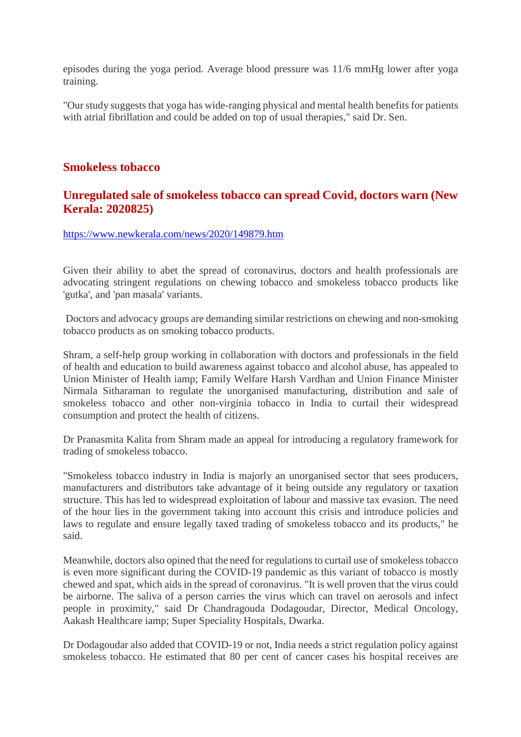episodes during the yoga period. Average blood pressure was 11/6 mmHg lower after yoga training.

"Our study suggests that yoga has wide-ranging physical and mental health benefits for patients with atrial fibrillation and could be added on top of usual therapies," said Dr. Sen.

## Smokeless tobacco

## Unregulated sale of smokeless tobacco can spread Covid, doctors warn (New Kerala: 2020825)

https://www.newkerala.com/news/2020/149879.htm

Given their ability to abet the spread of coronavirus, doctors and health professionals are advocating stringent regulations on chewing tobacco and smokeless tobacco products like 'gutka', and 'pan masala' variants.

Doctors and advocacy groups are demanding similar restrictions on chewing and non-smoking tobacco products as on smoking tobacco products.

Shram, a self-help group working in collaboration with doctors and professionals in the field of health and education to build awareness against tobacco and alcohol abuse, has appealed to Union Minister of Health iamp; Family Welfare Harsh Vardhan and Union Finance Minister Nirmala Sitharaman to regulate the unorganised manufacturing, distribution and sale of smokeless tobacco and other non-virginia tobacco in India to curtail their widespread consumption and protect the health of citizens.

Dr Pranasmita Kalita from Shram made an appeal for introducing a regulatory framework for trading of smokeless tobacco.

"Smokeless tobacco industry in India is majorly an unorganised sector that sees producers, manufacturers and distributors take advantage of it being outside any regulatory or taxation structure. This has led to widespread exploitation of labour and massive tax evasion. The need of the hour lies in the government taking into account this crisis and introduce policies and laws to regulate and ensure legally taxed trading of smokeless tobacco and its products," he said.

Meanwhile, doctors also opined that the need for regulations to curtail use of smokeless tobacco is even more significant during the COVID-19 pandemic as this variant of tobacco is mostly chewed and spat, which aids in the spread of coronavirus. "It is well proven that the virus could be airborne. The saliva of a person carries the virus which can travel on aerosols and infect people in proximity," said Dr Chandragouda Dodagoudar, Director, Medical Oncology, Aakash Healthcare iamp; Super Speciality Hospitals, Dwarka.

Dr Dodagoudar also added that COVID-19 or not, India needs a strict regulation policy against smokeless tobacco. He estimated that 80 per cent of cancer cases his hospital receives are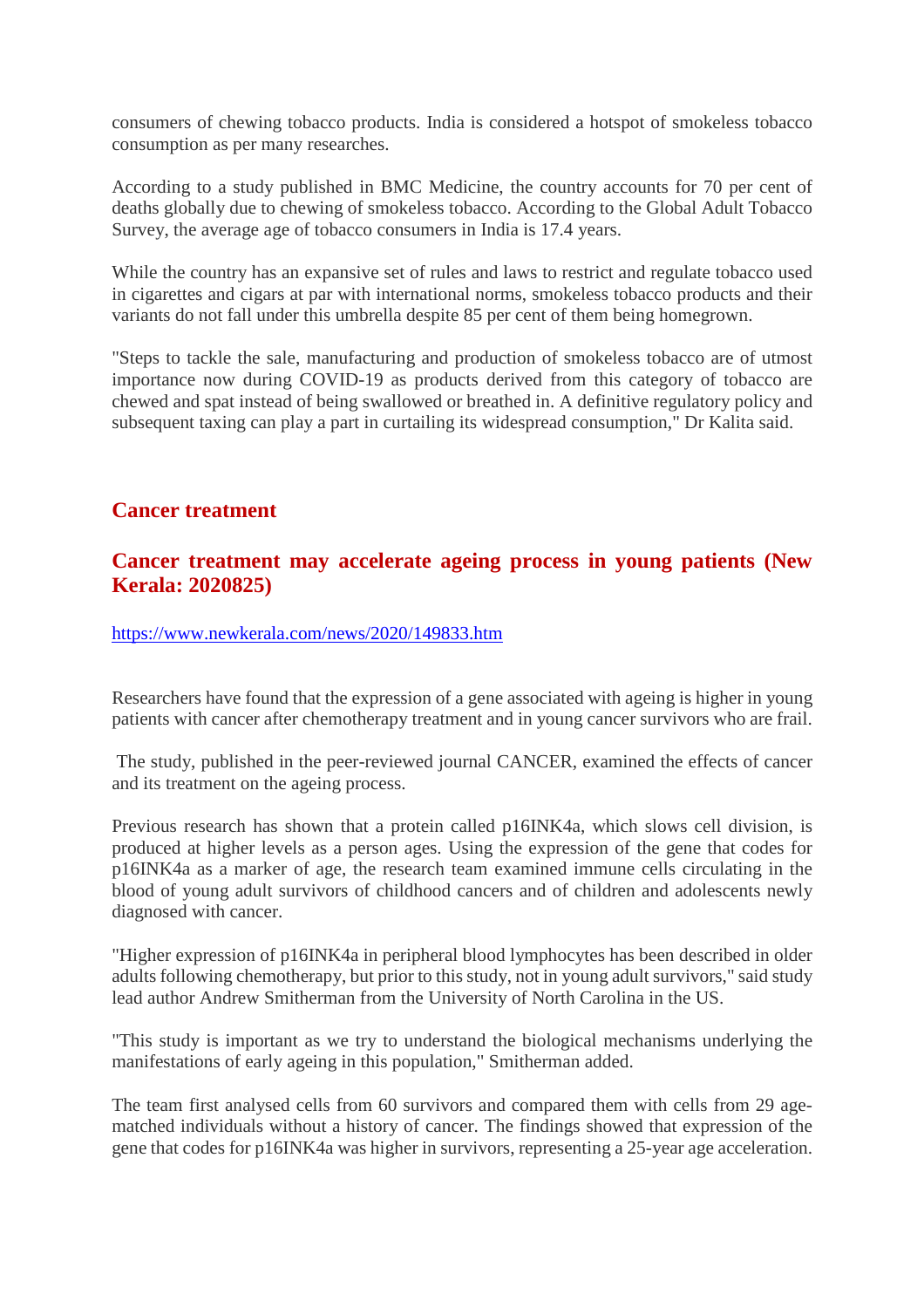consumers of chewing tobacco products. India is considered a hotspot of smokeless tobacco consumption as per many researches.

According to a study published in BMC Medicine, the country accounts for 70 per cent of deaths globally due to chewing of smokeless tobacco. According to the Global Adult Tobacco Survey, the average age of tobacco consumers in India is 17.4 years.

While the country has an expansive set of rules and laws to restrict and regulate tobacco used in cigarettes and cigars at par with international norms, smokeless tobacco products and their variants do not fall under this umbrella despite 85 per cent of them being homegrown.

"Steps to tackle the sale, manufacturing and production of smokeless tobacco are of utmost importance now during COVID-19 as products derived from this category of tobacco are chewed and spat instead of being swallowed or breathed in. A definitive regulatory policy and subsequent taxing can play a part in curtailing its widespread consumption," Dr Kalita said.

## Cancer treatment

### Cancer treatment may accelerate ageing process in young patients (New Kerala: 2020825)

https://www.newkerala.com/news/2020/149833.htm

Researchers have found that the expression of a gene associated with ageing is higher in young patients with cancer after chemotherapy treatment and in young cancer survivors who are frail.

The study, published in the peer-reviewed journal CANCER, examined the effects of cancer and its treatment on the ageing process.

Previous research has shown that a protein called p16INK4a, which slows cell division, is produced at higher levels as a person ages. Using the expression of the gene that codes for p16INK4a as a marker of age, the research team examined immune cells circulating in the blood of young adult survivors of childhood cancers and of children and adolescents newly diagnosed with cancer.

"Higher expression of p16INK4a in peripheral blood lymphocytes has been described in older adults following chemotherapy, but prior to this study, not in young adult survivors," said study lead author Andrew Smitherman from the University of North Carolina in the US.

"This study is important as we try to understand the biological mechanisms underlying the manifestations of early ageing in this population," Smitherman added.

The team first analysed cells from 60 survivors and compared them with cells from 29 age-matched individuals without a history of cancer. The findings showed that expression of the gene that codes for p16INK4a was higher in survivors, representing a 25-year age acceleration.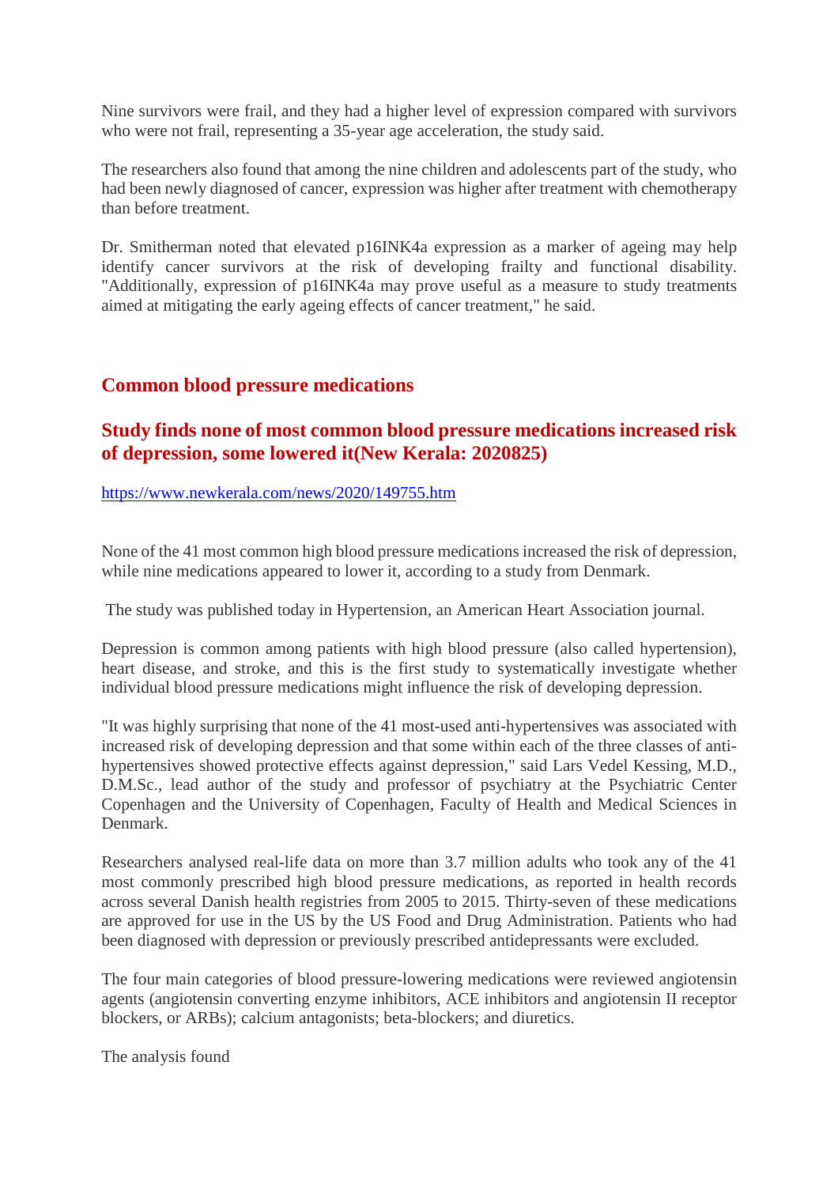Nine survivors were frail, and they had a higher level of expression compared with survivors who were not frail, representing a 35-year age acceleration, the study said.

The researchers also found that among the nine children and adolescents part of the study, who had been newly diagnosed of cancer, expression was higher after treatment with chemotherapy than before treatment.

Dr. Smitherman noted that elevated p16INK4a expression as a marker of ageing may help identify cancer survivors at the risk of developing frailty and functional disability. "Additionally, expression of p16INK4a may prove useful as a measure to study treatments aimed at mitigating the early ageing effects of cancer treatment," he said.

## Common blood pressure medications

### Study finds none of most common blood pressure medications increased risk of depression, some lowered it(New Kerala: 2020825)

https://www.newkerala.com/news/2020/149755.htm

None of the 41 most common high blood pressure medications increased the risk of depression, while nine medications appeared to lower it, according to a study from Denmark.

The study was published today in Hypertension, an American Heart Association journal.

Depression is common among patients with high blood pressure (also called hypertension), heart disease, and stroke, and this is the first study to systematically investigate whether individual blood pressure medications might influence the risk of developing depression.

"It was highly surprising that none of the 41 most-used anti-hypertensives was associated with increased risk of developing depression and that some within each of the three classes of anti-hypertensives showed protective effects against depression," said Lars Vedel Kessing, M.D., D.M.Sc., lead author of the study and professor of psychiatry at the Psychiatric Center Copenhagen and the University of Copenhagen, Faculty of Health and Medical Sciences in Denmark.

Researchers analysed real-life data on more than 3.7 million adults who took any of the 41 most commonly prescribed high blood pressure medications, as reported in health records across several Danish health registries from 2005 to 2015. Thirty-seven of these medications are approved for use in the US by the US Food and Drug Administration. Patients who had been diagnosed with depression or previously prescribed antidepressants were excluded.

The four main categories of blood pressure-lowering medications were reviewed angiotensin agents (angiotensin converting enzyme inhibitors, ACE inhibitors and angiotensin II receptor blockers, or ARBs); calcium antagonists; beta-blockers; and diuretics.

The analysis found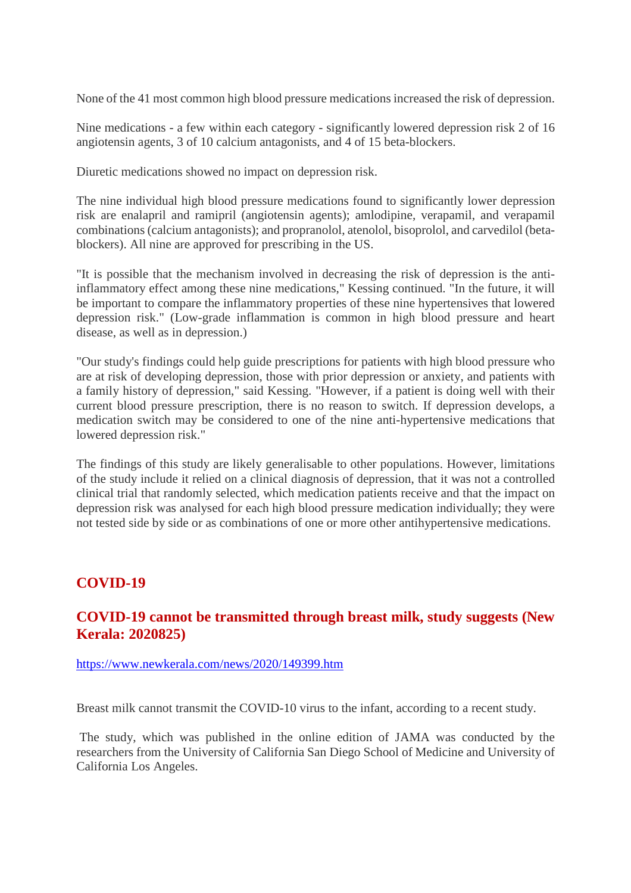None of the 41 most common high blood pressure medications increased the risk of depression.

Nine medications - a few within each category - significantly lowered depression risk 2 of 16 angiotensin agents, 3 of 10 calcium antagonists, and 4 of 15 beta-blockers.

Diuretic medications showed no impact on depression risk.

The nine individual high blood pressure medications found to significantly lower depression risk are enalapril and ramipril (angiotensin agents); amlodipine, verapamil, and verapamil combinations (calcium antagonists); and propranolol, atenolol, bisoprolol, and carvedilol (beta-blockers). All nine are approved for prescribing in the US.

"It is possible that the mechanism involved in decreasing the risk of depression is the anti-inflammatory effect among these nine medications," Kessing continued. "In the future, it will be important to compare the inflammatory properties of these nine hypertensives that lowered depression risk." (Low-grade inflammation is common in high blood pressure and heart disease, as well as in depression.)

"Our study's findings could help guide prescriptions for patients with high blood pressure who are at risk of developing depression, those with prior depression or anxiety, and patients with a family history of depression," said Kessing. "However, if a patient is doing well with their current blood pressure prescription, there is no reason to switch. If depression develops, a medication switch may be considered to one of the nine anti-hypertensive medications that lowered depression risk."

The findings of this study are likely generalisable to other populations. However, limitations of the study include it relied on a clinical diagnosis of depression, that it was not a controlled clinical trial that randomly selected, which medication patients receive and that the impact on depression risk was analysed for each high blood pressure medication individually; they were not tested side by side or as combinations of one or more other antihypertensive medications.

## COVID-19

### COVID-19 cannot be transmitted through breast milk, study suggests (New Kerala: 2020825)

https://www.newkerala.com/news/2020/149399.htm

Breast milk cannot transmit the COVID-10 virus to the infant, according to a recent study.

The study, which was published in the online edition of JAMA was conducted by the researchers from the University of California San Diego School of Medicine and University of California Los Angeles.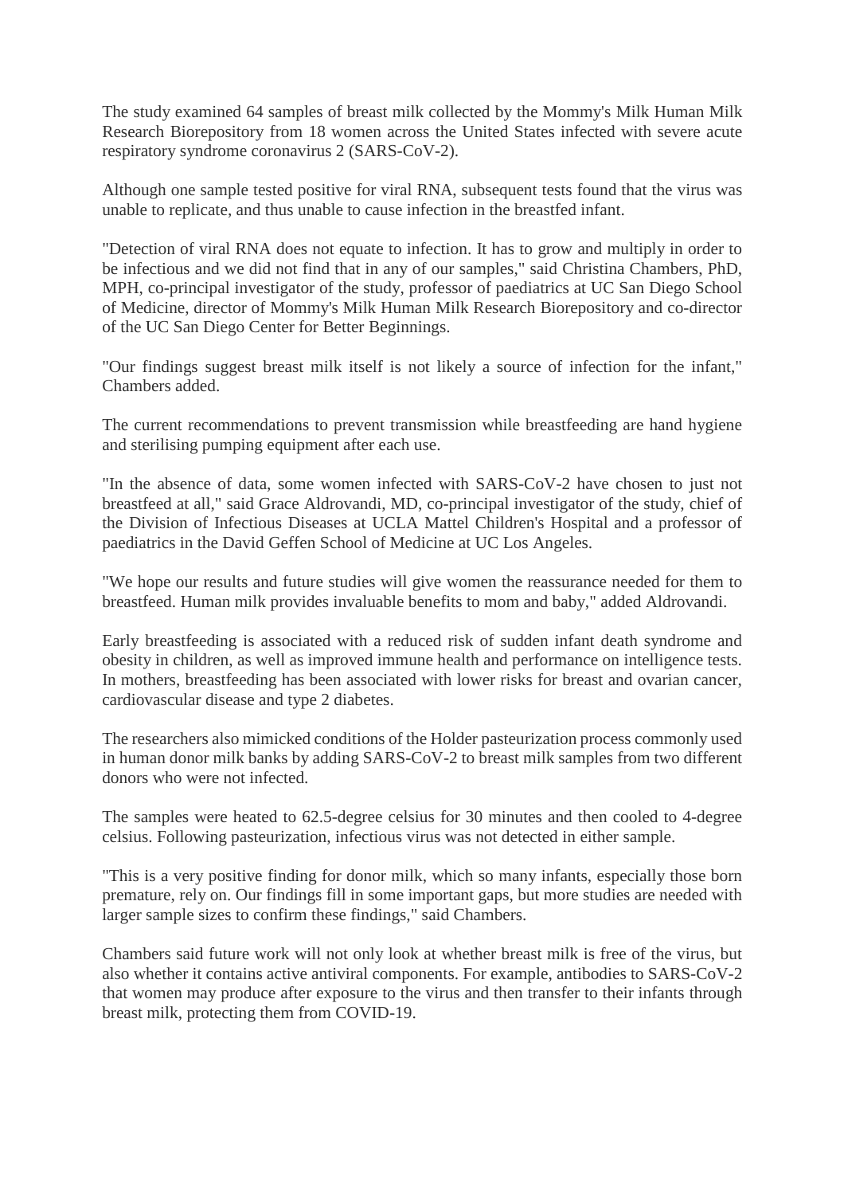The study examined 64 samples of breast milk collected by the Mommy's Milk Human Milk Research Biorepository from 18 women across the United States infected with severe acute respiratory syndrome coronavirus 2 (SARS-CoV-2).

Although one sample tested positive for viral RNA, subsequent tests found that the virus was unable to replicate, and thus unable to cause infection in the breastfed infant.

"Detection of viral RNA does not equate to infection. It has to grow and multiply in order to be infectious and we did not find that in any of our samples," said Christina Chambers, PhD, MPH, co-principal investigator of the study, professor of paediatrics at UC San Diego School of Medicine, director of Mommy's Milk Human Milk Research Biorepository and co-director of the UC San Diego Center for Better Beginnings.

"Our findings suggest breast milk itself is not likely a source of infection for the infant," Chambers added.

The current recommendations to prevent transmission while breastfeeding are hand hygiene and sterilising pumping equipment after each use.

"In the absence of data, some women infected with SARS-CoV-2 have chosen to just not breastfeed at all," said Grace Aldrovandi, MD, co-principal investigator of the study, chief of the Division of Infectious Diseases at UCLA Mattel Children's Hospital and a professor of paediatrics in the David Geffen School of Medicine at UC Los Angeles.

"We hope our results and future studies will give women the reassurance needed for them to breastfeed. Human milk provides invaluable benefits to mom and baby," added Aldrovandi.

Early breastfeeding is associated with a reduced risk of sudden infant death syndrome and obesity in children, as well as improved immune health and performance on intelligence tests. In mothers, breastfeeding has been associated with lower risks for breast and ovarian cancer, cardiovascular disease and type 2 diabetes.

The researchers also mimicked conditions of the Holder pasteurization process commonly used in human donor milk banks by adding SARS-CoV-2 to breast milk samples from two different donors who were not infected.

The samples were heated to 62.5-degree celsius for 30 minutes and then cooled to 4-degree celsius. Following pasteurization, infectious virus was not detected in either sample.

"This is a very positive finding for donor milk, which so many infants, especially those born premature, rely on. Our findings fill in some important gaps, but more studies are needed with larger sample sizes to confirm these findings," said Chambers.

Chambers said future work will not only look at whether breast milk is free of the virus, but also whether it contains active antiviral components. For example, antibodies to SARS-CoV-2 that women may produce after exposure to the virus and then transfer to their infants through breast milk, protecting them from COVID-19.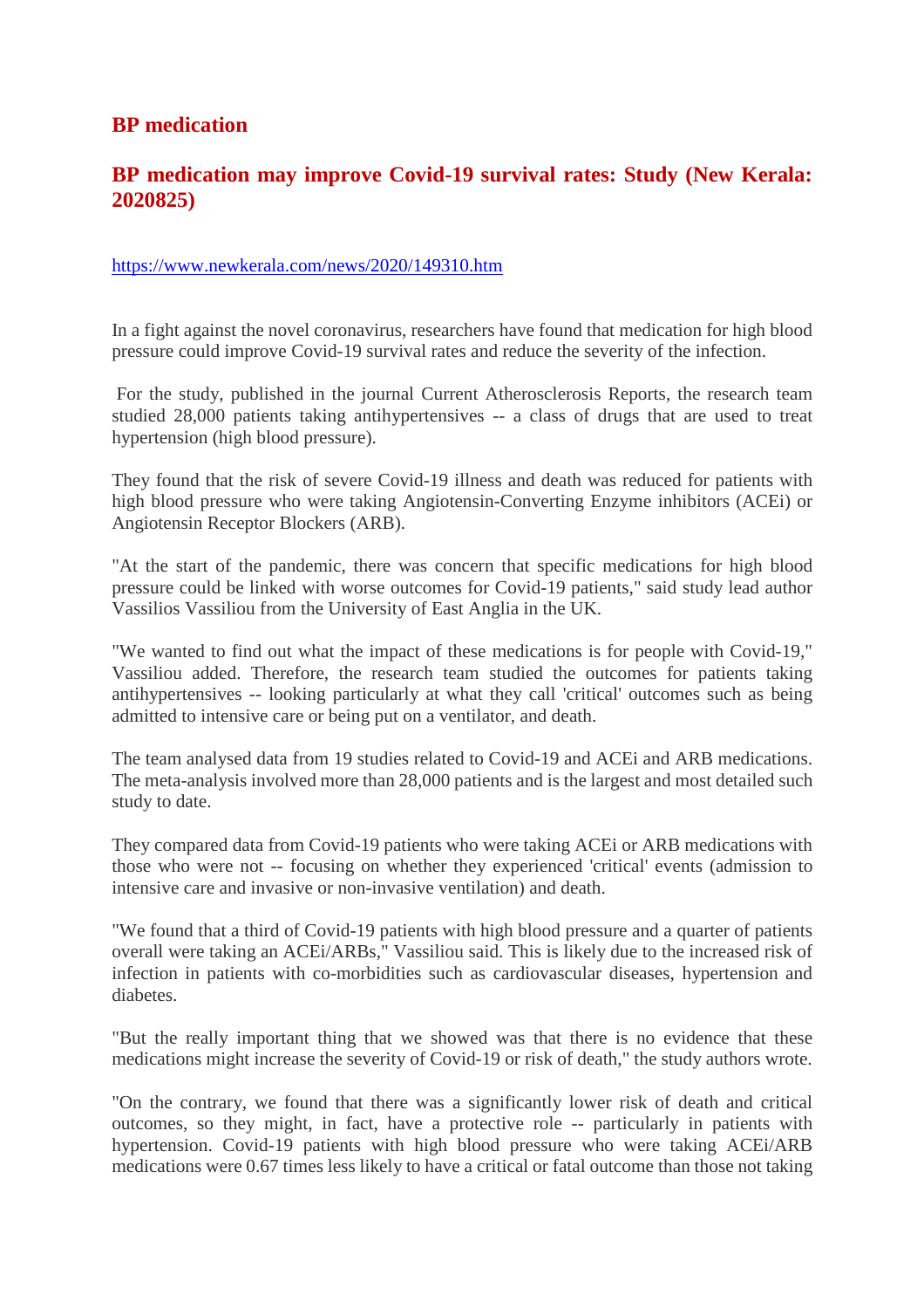## BP medication

## BP medication may improve Covid-19 survival rates: Study (New Kerala: 2020825)

https://www.newkerala.com/news/2020/149310.htm

In a fight against the novel coronavirus, researchers have found that medication for high blood pressure could improve Covid-19 survival rates and reduce the severity of the infection.

For the study, published in the journal Current Atherosclerosis Reports, the research team studied 28,000 patients taking antihypertensives -- a class of drugs that are used to treat hypertension (high blood pressure).

They found that the risk of severe Covid-19 illness and death was reduced for patients with high blood pressure who were taking Angiotensin-Converting Enzyme inhibitors (ACEi) or Angiotensin Receptor Blockers (ARB).

"At the start of the pandemic, there was concern that specific medications for high blood pressure could be linked with worse outcomes for Covid-19 patients," said study lead author Vassilios Vassiliou from the University of East Anglia in the UK.

"We wanted to find out what the impact of these medications is for people with Covid-19," Vassiliou added. Therefore, the research team studied the outcomes for patients taking antihypertensives -- looking particularly at what they call 'critical' outcomes such as being admitted to intensive care or being put on a ventilator, and death.

The team analysed data from 19 studies related to Covid-19 and ACEi and ARB medications. The meta-analysis involved more than 28,000 patients and is the largest and most detailed such study to date.

They compared data from Covid-19 patients who were taking ACEi or ARB medications with those who were not -- focusing on whether they experienced 'critical' events (admission to intensive care and invasive or non-invasive ventilation) and death.

"We found that a third of Covid-19 patients with high blood pressure and a quarter of patients overall were taking an ACEi/ARBs," Vassiliou said. This is likely due to the increased risk of infection in patients with co-morbidities such as cardiovascular diseases, hypertension and diabetes.

"But the really important thing that we showed was that there is no evidence that these medications might increase the severity of Covid-19 or risk of death," the study authors wrote.

"On the contrary, we found that there was a significantly lower risk of death and critical outcomes, so they might, in fact, have a protective role -- particularly in patients with hypertension. Covid-19 patients with high blood pressure who were taking ACEi/ARB medications were 0.67 times less likely to have a critical or fatal outcome than those not taking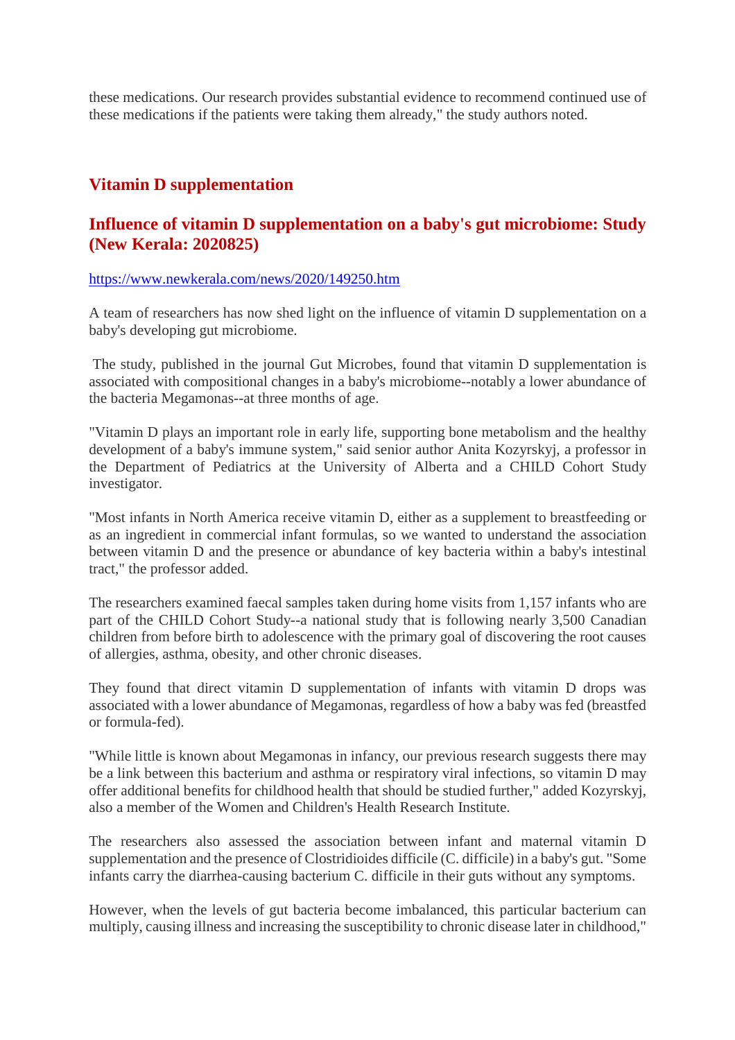these medications. Our research provides substantial evidence to recommend continued use of these medications if the patients were taking them already," the study authors noted.

## Vitamin D supplementation

## Influence of vitamin D supplementation on a baby's gut microbiome: Study (New Kerala: 2020825)

https://www.newkerala.com/news/2020/149250.htm

A team of researchers has now shed light on the influence of vitamin D supplementation on a baby's developing gut microbiome.

The study, published in the journal Gut Microbes, found that vitamin D supplementation is associated with compositional changes in a baby's microbiome--notably a lower abundance of the bacteria Megamonas--at three months of age.

"Vitamin D plays an important role in early life, supporting bone metabolism and the healthy development of a baby's immune system," said senior author Anita Kozyrskyj, a professor in the Department of Pediatrics at the University of Alberta and a CHILD Cohort Study investigator.

"Most infants in North America receive vitamin D, either as a supplement to breastfeeding or as an ingredient in commercial infant formulas, so we wanted to understand the association between vitamin D and the presence or abundance of key bacteria within a baby's intestinal tract," the professor added.

The researchers examined faecal samples taken during home visits from 1,157 infants who are part of the CHILD Cohort Study--a national study that is following nearly 3,500 Canadian children from before birth to adolescence with the primary goal of discovering the root causes of allergies, asthma, obesity, and other chronic diseases.

They found that direct vitamin D supplementation of infants with vitamin D drops was associated with a lower abundance of Megamonas, regardless of how a baby was fed (breastfed or formula-fed).

"While little is known about Megamonas in infancy, our previous research suggests there may be a link between this bacterium and asthma or respiratory viral infections, so vitamin D may offer additional benefits for childhood health that should be studied further," added Kozyrskyj, also a member of the Women and Children's Health Research Institute.

The researchers also assessed the association between infant and maternal vitamin D supplementation and the presence of Clostridioides difficile (C. difficile) in a baby's gut. "Some infants carry the diarrhea-causing bacterium C. difficile in their guts without any symptoms.

However, when the levels of gut bacteria become imbalanced, this particular bacterium can multiply, causing illness and increasing the susceptibility to chronic disease later in childhood,"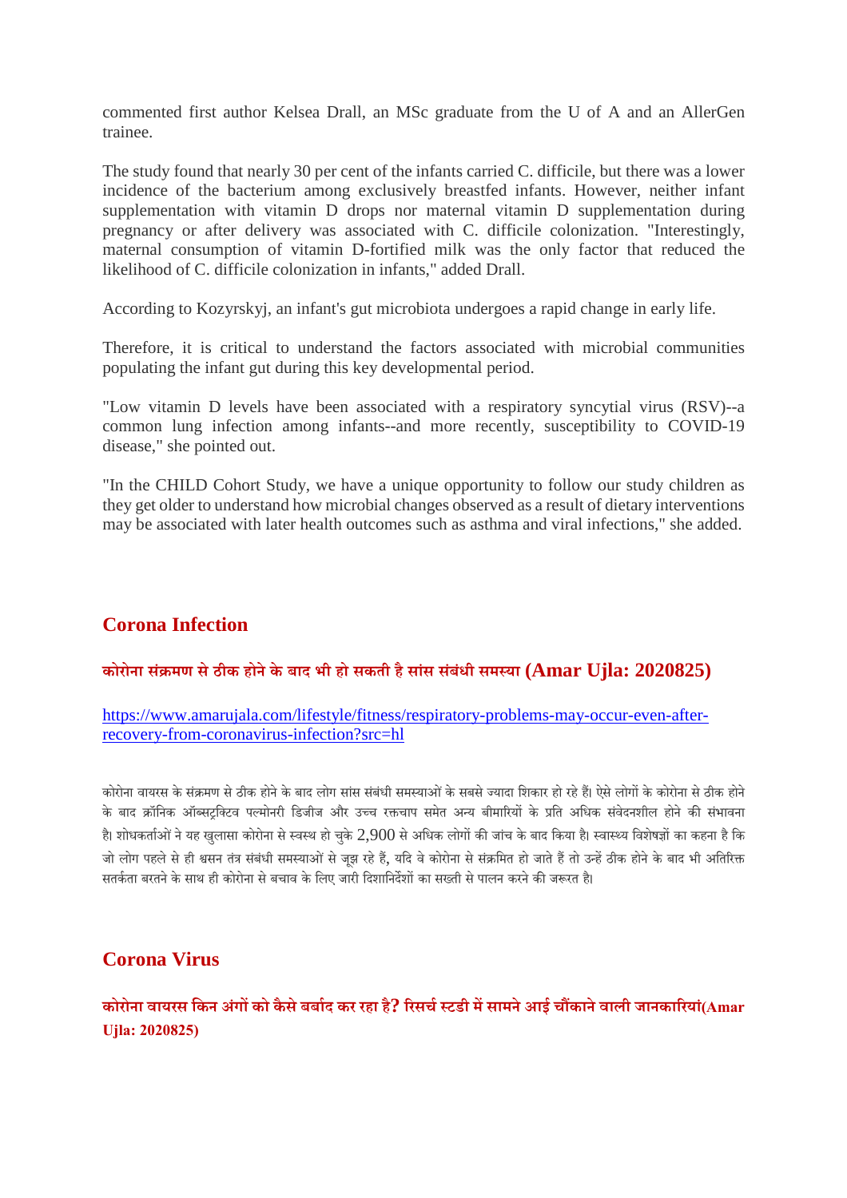commented first author Kelsea Drall, an MSc graduate from the U of A and an AllerGen trainee.

The study found that nearly 30 per cent of the infants carried C. difficile, but there was a lower incidence of the bacterium among exclusively breastfed infants. However, neither infant supplementation with vitamin D drops nor maternal vitamin D supplementation during pregnancy or after delivery was associated with C. difficile colonization. "Interestingly, maternal consumption of vitamin D-fortified milk was the only factor that reduced the likelihood of C. difficile colonization in infants," added Drall.

According to Kozyrskyj, an infant's gut microbiota undergoes a rapid change in early life.

Therefore, it is critical to understand the factors associated with microbial communities populating the infant gut during this key developmental period.

"Low vitamin D levels have been associated with a respiratory syncytial virus (RSV)--a common lung infection among infants--and more recently, susceptibility to COVID-19 disease," she pointed out.

"In the CHILD Cohort Study, we have a unique opportunity to follow our study children as they get older to understand how microbial changes observed as a result of dietary interventions may be associated with later health outcomes such as asthma and viral infections," she added.

## Corona Infection

### कोरोना संक्रमण से ठीक होने के बाद भी हो सकती है सांस संबंधी समस्या (Amar Ujla: 2020825)

https://www.amarujala.com/lifestyle/fitness/respiratory-problems-may-occur-even-after-recovery-from-coronavirus-infection?src=hl

कोरोना वायरस के संक्रमण से ठीक होने के बाद लोग सांस संबंधी समस्याओं के सबसे ज्यादा शिकार हो रहे हैं। ऐसे लोगों के कोरोना से ठीक होने के बाद क्रॉनिक ऑब्सट्रक्टिव पल्मोनरी डिजीज और उच्च रक्तचाप समेत अन्य बीमारियों के प्रति अधिक संवेदनशील होने की संभावना है। शोधकर्ताओं ने यह खुलासा कोरोना से स्वस्थ हो चुके 2,900 से अधिक लोगों की जांच के बाद किया है। स्वास्थ्य विशेषज्ञों का कहना है कि जो लोग पहले से ही श्वसन तंत्र संबंधी समस्याओं से जूझ रहे हैं, यदि वे कोरोना से संक्रमित हो जाते हैं तो उन्हें ठीक होने के बाद भी अतिरिक्त सतर्कता बरतने के साथ ही कोरोना से बचाव के लिए जारी दिशानिर्देशों का सख्ती से पालन करने की जरूरत है।

## Corona Virus

### कोरोना वायरस किन अंगों को कैसे बर्बाद कर रहा है? रिसर्च स्टडी में सामने आई चौंकाने वाली जानकारियां(Amar Ujla: 2020825)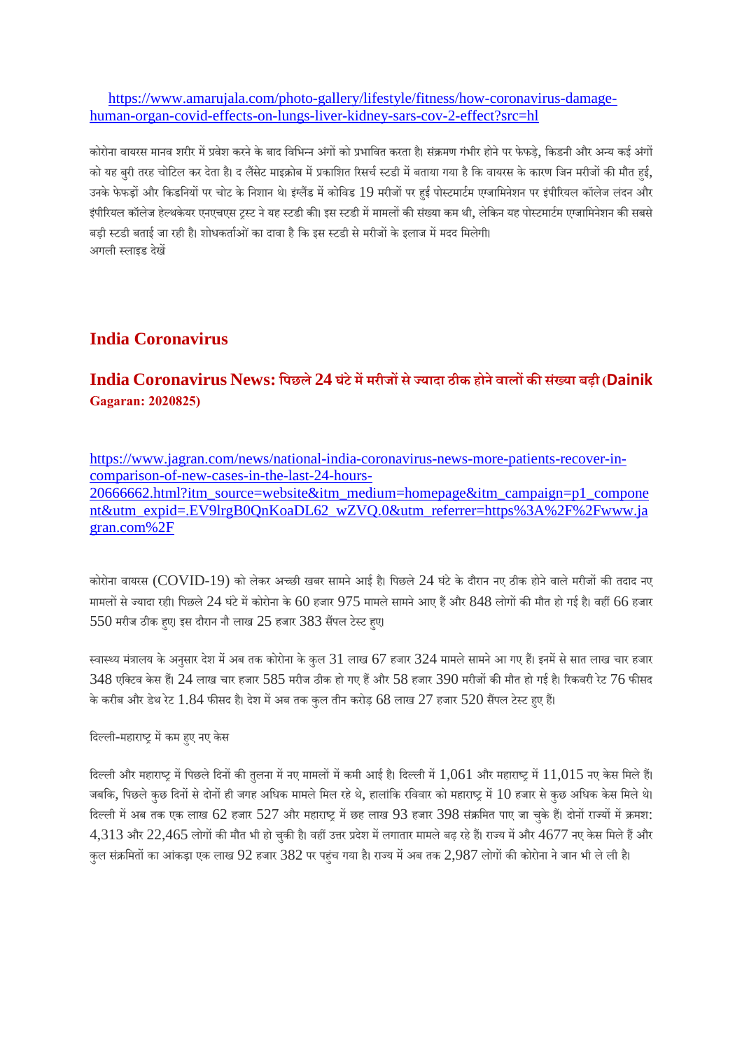https://www.amarujala.com/photo-gallery/lifestyle/fitness/how-coronavirus-damage-human-organ-covid-effects-on-lungs-liver-kidney-sars-cov-2-effect?src=hl

कोरोना वायरस मानव शरीर में प्रवेश करने के बाद विभिन्न अंगों को प्रभावित करता है। संक्रमण गंभीर होने पर फेफड़े, किडनी और अन्य कई अंगों को यह बुरी तरह चोटिल कर देता है। द लैंसेट माइक्रोब में प्रकाशित रिसर्च स्टडी में बताया गया है कि वायरस के कारण जिन मरीजों की मौत हुई, उनके फेफड़ों और किडनियों पर चोट के निशान थे। इंग्लैंड में कोविड 19 मरीजों पर हुई पोस्टमार्टम एग्जामिनेशन पर इंपीरियल कॉलेज लंदन और इंपीरियल कॉलेज हेल्थकेयर एनएचएस ट्रस्ट ने यह स्टडी की। इस स्टडी में मामलों की संख्या कम थी, लेकिन यह पोस्टमार्टम एग्जामिनेशन की सबसे बड़ी स्टडी बताई जा रही है। शोधकर्ताओं का दावा है कि इस स्टडी से मरीजों के इलाज में मदद मिलेगी।
अगली स्लाइड देखें

## India Coronavirus

### India Coronavirus News: पिछले 24 घंटे में मरीजों से ज्यादा ठीक होने वालों की संख्या बढ़ी (Dainik Gagaran: 2020825)

https://www.jagran.com/news/national-india-coronavirus-news-more-patients-recover-in-comparison-of-new-cases-in-the-last-24-hours-20666662.html?itm_source=website&itm_medium=homepage&itm_campaign=p1_component&utm_expid=.EV9lrgB0QnKoaDL62_wZVQ.0&utm_referrer=https%3A%2F%2Fwww.jagran.com%2F

कोरोना वायरस (COVID-19) को लेकर अच्छी खबर सामने आई है। पिछले 24 घंटे के दौरान नए ठीक होने वाले मरीजों की तदाद नए मामलों से ज्यादा रही। पिछले 24 घंटे में कोरोना के 60 हजार 975 मामले सामने आए हैं और 848 लोगों की मौत हो गई है। वहीं 66 हजार 550 मरीज ठीक हुए। इस दौरान नौ लाख 25 हजार 383 सैंपल टेस्ट हुए।

स्वास्थ्य मंत्रालय के अनुसार देश में अब तक कोरोना के कुल 31 लाख 67 हजार 324 मामले सामने आ गए हैं। इनमें से सात लाख चार हजार 348 एक्टिव केस हैं। 24 लाख चार हजार 585 मरीज ठीक हो गए हैं और 58 हजार 390 मरीजों की मौत हो गई है। रिकवरी रेट 76 फीसद के करीब और डेथ रेट 1.84 फीसद है। देश में अब तक कुल तीन करोड़ 68 लाख 27 हजार 520 सैंपल टेस्ट हुए हैं।

दिल्ली-महाराष्ट्र में कम हुए नए केस

दिल्ली और महाराष्ट्र में पिछले दिनों की तुलना में नए मामलों में कमी आई है। दिल्ली में 1,061 और महाराष्ट्र में 11,015 नए केस मिले हैं। जबकि, पिछले कुछ दिनों से दोनों ही जगह अधिक मामले मिल रहे थे, हालांकि रविवार को महाराष्ट्र में 10 हजार से कुछ अधिक केस मिले थे। दिल्ली में अब तक एक लाख 62 हजार 527 और महाराष्ट्र में छह लाख 93 हजार 398 संक्रमित पाए जा चुके हैं। दोनों राज्यों में क्रमश: 4,313 और 22,465 लोगों की मौत भी हो चुकी है। वहीं उत्तर प्रदेश में लगातार मामले बढ़ रहे हैं। राज्य में और 4677 नए केस मिले हैं और कुल संक्रमितों का आंकड़ा एक लाख 92 हजार 382 पर पहुंच गया है। राज्य में अब तक 2,987 लोगों की कोरोना ने जान भी ले ली है।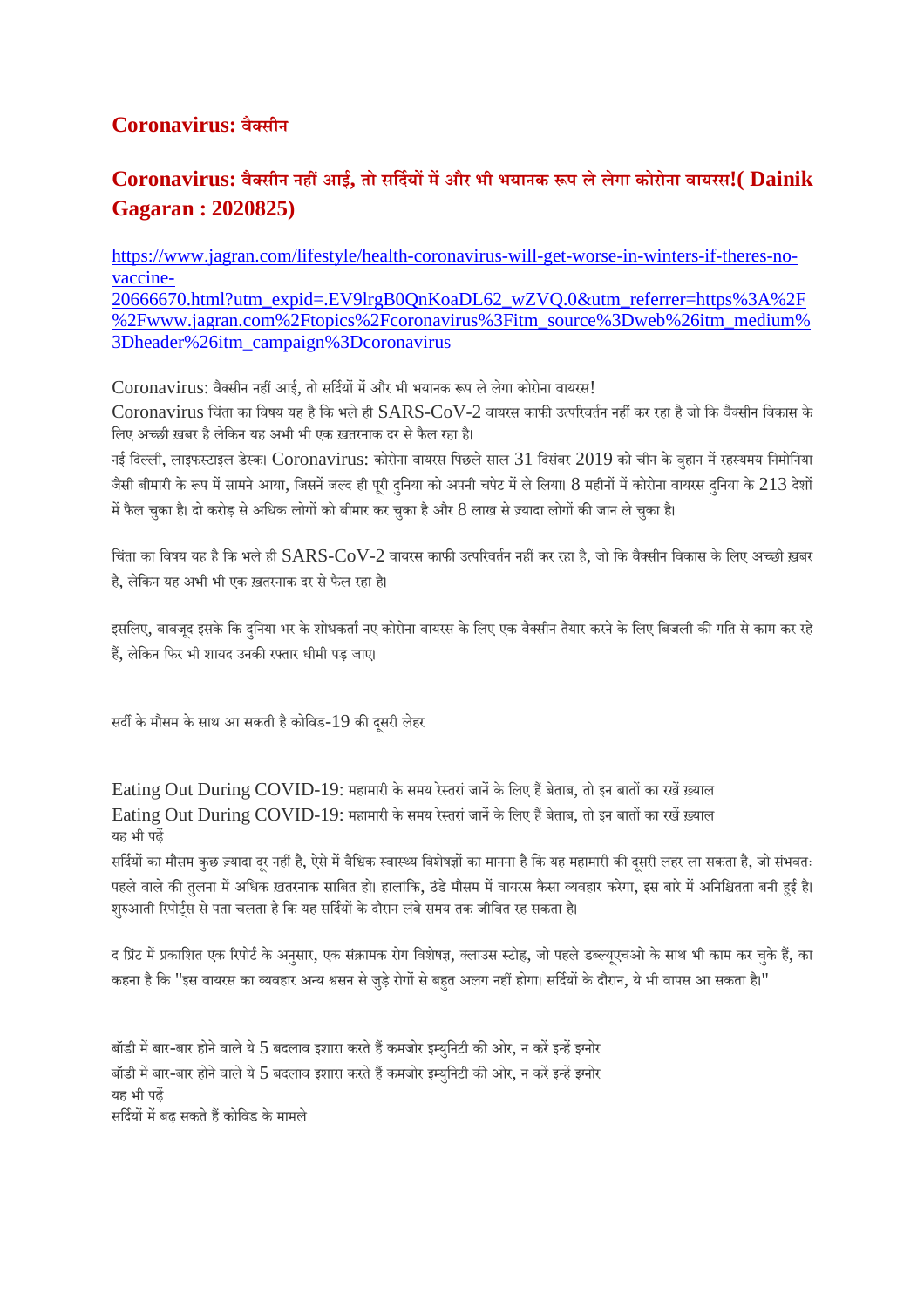## Coronavirus: वैक्सीन

## Coronavirus: वैक्सीन नहीं आई, तो सर्दियों में और भी भयानक रूप ले लेगा कोरोना वायरस!( Dainik Gagaran : 2020825)

https://www.jagran.com/lifestyle/health-coronavirus-will-get-worse-in-winters-if-theres-no-vaccine-20666670.html?utm_expid=.EV9lrgB0QnKoaDL62_wZVQ.0&utm_referrer=https%3A%2F%2Fwww.jagran.com%2Ftopics%2Fcoronavirus%3Fitm_source%3Dweb%26itm_medium%3Dheader%26itm_campaign%3Dcoronavirus

Coronavirus: वैक्सीन नहीं आई, तो सर्दियों में और भी भयानक रूप ले लेगा कोरोना वायरस!

Coronavirus चिंता का विषय यह है कि भले ही SARS-CoV-2 वायरस काफी उत्परिवर्तन नहीं कर रहा है जो कि वैक्सीन विकास के लिए अच्छी ख़बर है लेकिन यह अभी भी एक ख़तरनाक दर से फैल रहा है।

नई दिल्ली, लाइफस्टाइल डेस्क। Coronavirus: कोरोना वायरस पिछले साल 31 दिसंबर 2019 को चीन के वुहान में रहस्यमय निमोनिया जैसी बीमारी के रूप में सामने आया, जिसनें जल्द ही पूरी दुनिया को अपनी चपेट में ले लिया। 8 महीनों में कोरोना वायरस दुनिया के 213 देशों में फैल चुका है। दो करोड़ से अधिक लोगों को बीमार कर चुका है और 8 लाख से ज़्यादा लोगों की जान ले चुका है।

चिंता का विषय यह है कि भले ही SARS-CoV-2 वायरस काफी उत्परिवर्तन नहीं कर रहा है, जो कि वैक्सीन विकास के लिए अच्छी ख़बर है, लेकिन यह अभी भी एक ख़तरनाक दर से फैल रहा है।

इसलिए, बावजूद इसके कि दुनिया भर के शोधकर्ता नए कोरोना वायरस के लिए एक वैक्सीन तैयार करने के लिए बिजली की गति से काम कर रहे हैं, लेकिन फिर भी शायद उनकी रफ्तार धीमी पड़ जाए।

सर्दी के मौसम के साथ आ सकती है कोविड-19 की दूसरी लेहर

Eating Out During COVID-19: महामारी के समय रेस्तरां जानें के लिए हैं बेताब, तो इन बातों का रखें ख़्याल
Eating Out During COVID-19: महामारी के समय रेस्तरां जानें के लिए हैं बेताब, तो इन बातों का रखें ख़्याल
यह भी पढ़ें

सर्दियों का मौसम कुछ ज़्यादा दूर नहीं है, ऐसे में वैश्विक स्वास्थ्य विशेषज्ञों का मानना है कि यह महामारी की दूसरी लहर ला सकता है, जो संभवतः पहले वाले की तुलना में अधिक ख़तरनाक साबित हो। हालांकि, ठंडे मौसम में वायरस कैसा व्यवहार करेगा, इस बारे में अनिश्चितता बनी हुई है। शुरुआती रिपोर्ट्स से पता चलता है कि यह सर्दियों के दौरान लंबे समय तक जीवित रह सकता है।

द प्रिंट में प्रकाशित एक रिपोर्ट के अनुसार, एक संक्रामक रोग विशेषज्ञ, क्लाउस स्टोह, जो पहले डब्ल्यूएचओ के साथ भी काम कर चुके हैं, का कहना है कि "इस वायरस का व्यवहार अन्य श्वसन से जुड़े रोगों से बहुत अलग नहीं होगा। सर्दियों के दौरान, ये भी वापस आ सकता है।"

बॉडी में बार-बार होने वाले ये 5 बदलाव इशारा करते हैं कमजोर इम्युनिटी की ओर, न करें इन्हें इग्नोर
बॉडी में बार-बार होने वाले ये 5 बदलाव इशारा करते हैं कमजोर इम्युनिटी की ओर, न करें इन्हें इग्नोर
यह भी पढ़ें
सर्दियों में बढ़ सकते हैं कोविड के मामले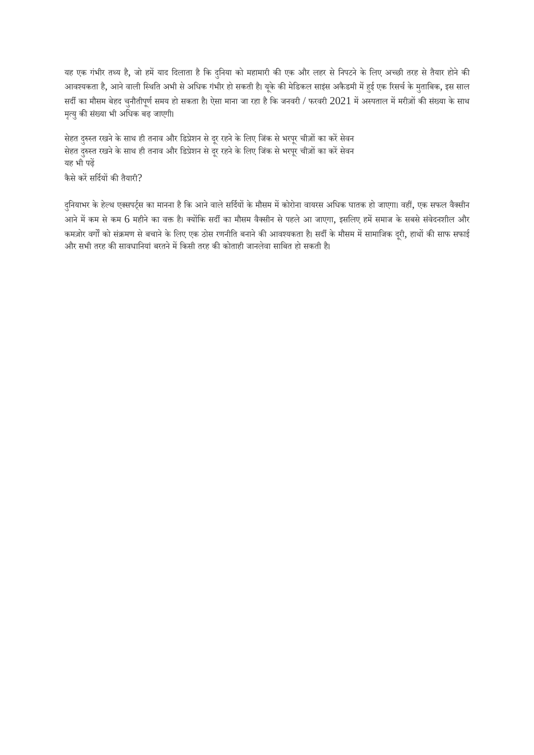यह एक गंभीर तथ्य है, जो हमें याद दिलाता है कि दुनिया को महामारी की एक और लहर से निपटने के लिए अच्छी तरह से तैयार होने की आवश्यकता है, आने वाली स्थिति अभी से अधिक गंभीर हो सकती है। यूके की मेडिकल साइंस अकैडमी में हुई एक रिसर्च के मुताबिक, इस साल सर्दी का मौसम बेहद चुनौतीपूर्ण समय हो सकता है। ऐसा माना जा रहा है कि जनवरी / फरवरी 2021 में अस्पताल में मरीज़ों की संख्या के साथ मृत्यु की संख्या भी अधिक बढ़ जाएगी।

सेहत दुरुस्त रखने के साथ ही तनाव और डिप्रेशन से दूर रहने के लिए जिंक से भरपूर चीज़ों का करें सेवन
सेहत दुरुस्त रखने के साथ ही तनाव और डिप्रेशन से दूर रहने के लिए जिंक से भरपूर चीज़ों का करें सेवन
यह भी पढ़ें

कैसे करें सर्दियों की तैयारी?

दुनियाभर के हेल्थ एक्सपर्ट्स का मानना है कि आने वाले सर्दियों के मौसम में कोरोना वायरस अधिक घातक हो जाएगा। वहीं, एक सफल वैक्सीन आने में कम से कम 6 महीने का वक्त है। क्योंकि सर्दी का मौसम वैक्सीन से पहले आ जाएगा, इसलिए हमें समाज के सबसे संवेदनशील और कमज़ोर वर्गों को संक्रमण से बचाने के लिए एक ठोस रणनीति बनाने की आवश्यकता है। सर्दी के मौसम में सामाजिक दूरी, हाथों की साफ सफाई और सभी तरह की सावधानियां बरतने में किसी तरह की कोताही जानलेवा साबित हो सकती है।